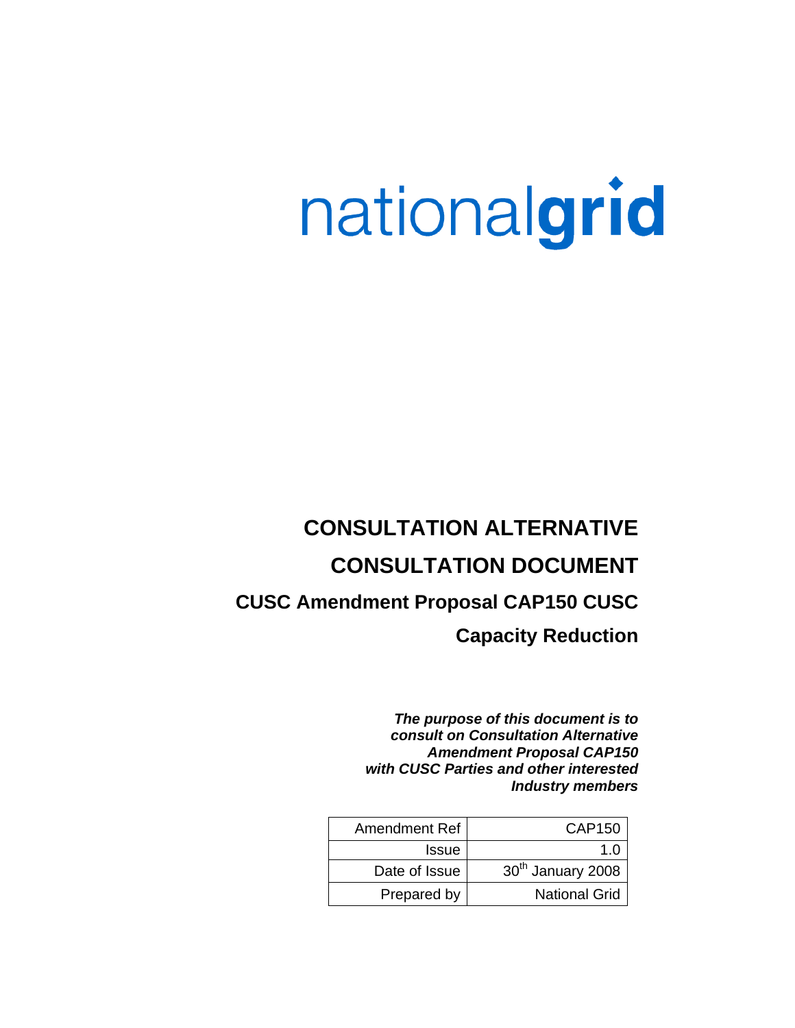nationalgrid

# CONSULTATION ALTERNATIVE

# CONSULTATION DOCUMENT

## CUSC Amendment Proposal CAP150 CUSC Capacity Reduction

***The purpose of this document is to consult on Consultation Alternative Amendment Proposal CAP150 with CUSC Parties and other interested Industry members***

| Amendment Ref | CAP150 |
|---|---|
| Issue | 1.0 |
| Date of Issue | 30th January 2008 |
| Prepared by | National Grid |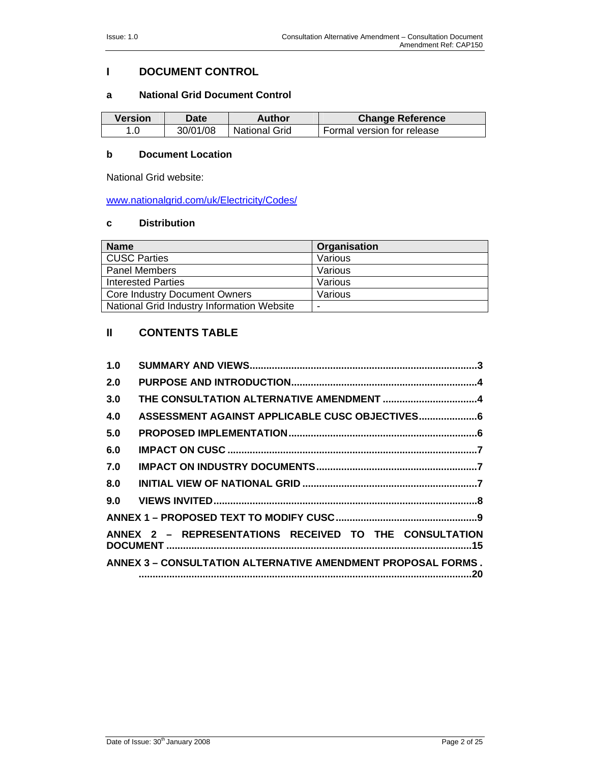# I DOCUMENT CONTROL

## a National Grid Document Control

| Version | Date | Author | Change Reference |
|---|---|---|---|
| 1.0 | 30/01/08 | National Grid | Formal version for release |

## b Document Location

National Grid website:

www.nationalgrid.com/uk/Electricity/Codes/

## c Distribution

| Name | Organisation |
|---|---|
| CUSC Parties | Various |
| Panel Members | Various |
| Interested Parties | Various |
| Core Industry Document Owners | Various |
| National Grid Industry Information Website | - |

# II CONTENTS TABLE

1.0 SUMMARY AND VIEWS....3
2.0 PURPOSE AND INTRODUCTION....4
3.0 THE CONSULTATION ALTERNATIVE AMENDMENT....4
4.0 ASSESSMENT AGAINST APPLICABLE CUSC OBJECTIVES....6
5.0 PROPOSED IMPLEMENTATION....6
6.0 IMPACT ON CUSC....7
7.0 IMPACT ON INDUSTRY DOCUMENTS....7
8.0 INITIAL VIEW OF NATIONAL GRID....7
9.0 VIEWS INVITED....8
ANNEX 1 – PROPOSED TEXT TO MODIFY CUSC....9
ANNEX 2 – REPRESENTATIONS RECEIVED TO THE CONSULTATION DOCUMENT....15
ANNEX 3 – CONSULTATION ALTERNATIVE AMENDMENT PROPOSAL FORMS....20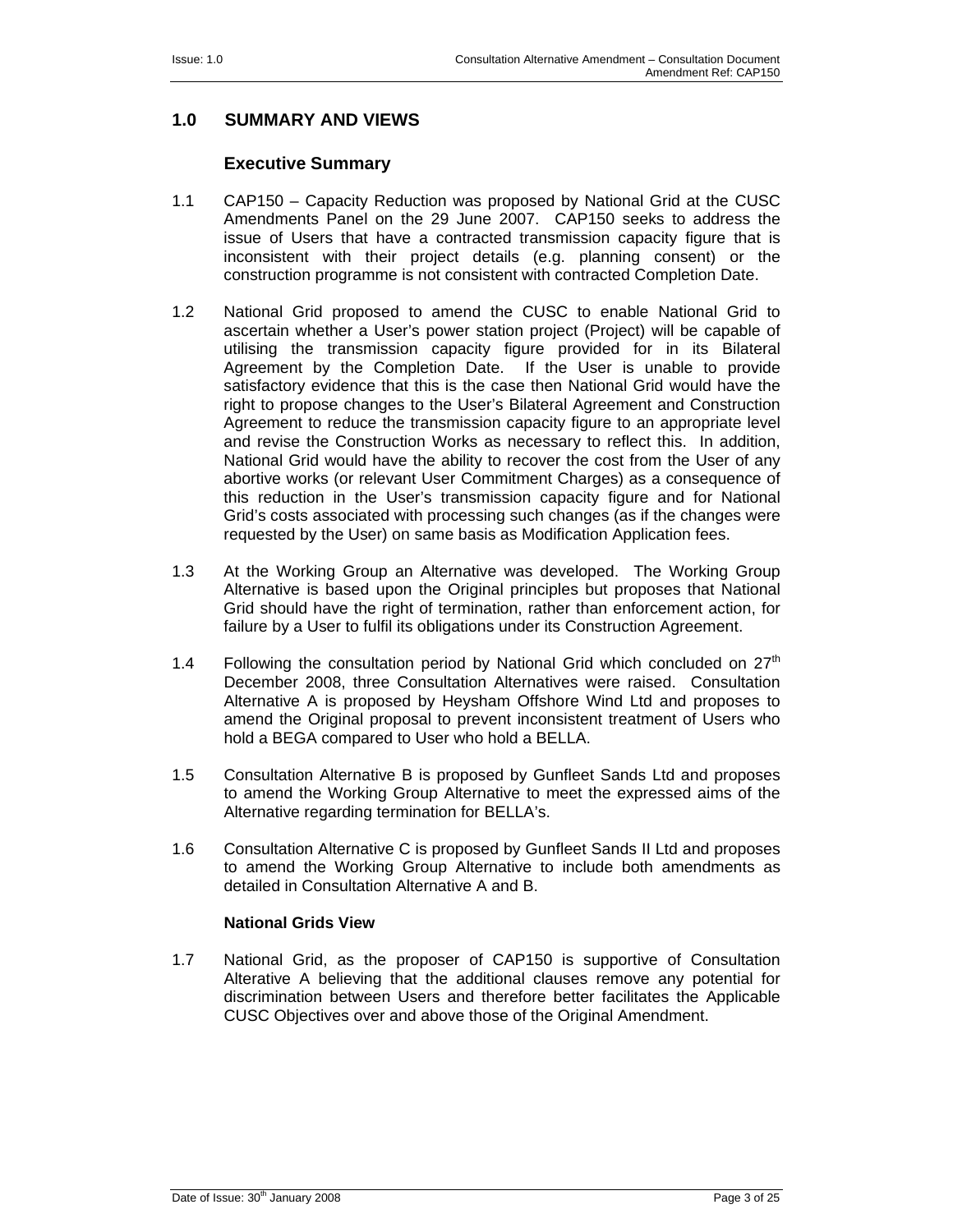## 1.0 SUMMARY AND VIEWS

### Executive Summary

1.1 CAP150 – Capacity Reduction was proposed by National Grid at the CUSC Amendments Panel on the 29 June 2007. CAP150 seeks to address the issue of Users that have a contracted transmission capacity figure that is inconsistent with their project details (e.g. planning consent) or the construction programme is not consistent with contracted Completion Date.

1.2 National Grid proposed to amend the CUSC to enable National Grid to ascertain whether a User's power station project (Project) will be capable of utilising the transmission capacity figure provided for in its Bilateral Agreement by the Completion Date. If the User is unable to provide satisfactory evidence that this is the case then National Grid would have the right to propose changes to the User's Bilateral Agreement and Construction Agreement to reduce the transmission capacity figure to an appropriate level and revise the Construction Works as necessary to reflect this. In addition, National Grid would have the ability to recover the cost from the User of any abortive works (or relevant User Commitment Charges) as a consequence of this reduction in the User's transmission capacity figure and for National Grid's costs associated with processing such changes (as if the changes were requested by the User) on same basis as Modification Application fees.

1.3 At the Working Group an Alternative was developed. The Working Group Alternative is based upon the Original principles but proposes that National Grid should have the right of termination, rather than enforcement action, for failure by a User to fulfil its obligations under its Construction Agreement.

1.4 Following the consultation period by National Grid which concluded on 27th December 2008, three Consultation Alternatives were raised. Consultation Alternative A is proposed by Heysham Offshore Wind Ltd and proposes to amend the Original proposal to prevent inconsistent treatment of Users who hold a BEGA compared to User who hold a BELLA.

1.5 Consultation Alternative B is proposed by Gunfleet Sands Ltd and proposes to amend the Working Group Alternative to meet the expressed aims of the Alternative regarding termination for BELLA's.

1.6 Consultation Alternative C is proposed by Gunfleet Sands II Ltd and proposes to amend the Working Group Alternative to include both amendments as detailed in Consultation Alternative A and B.

### National Grids View

1.7 National Grid, as the proposer of CAP150 is supportive of Consultation Alterative A believing that the additional clauses remove any potential for discrimination between Users and therefore better facilitates the Applicable CUSC Objectives over and above those of the Original Amendment.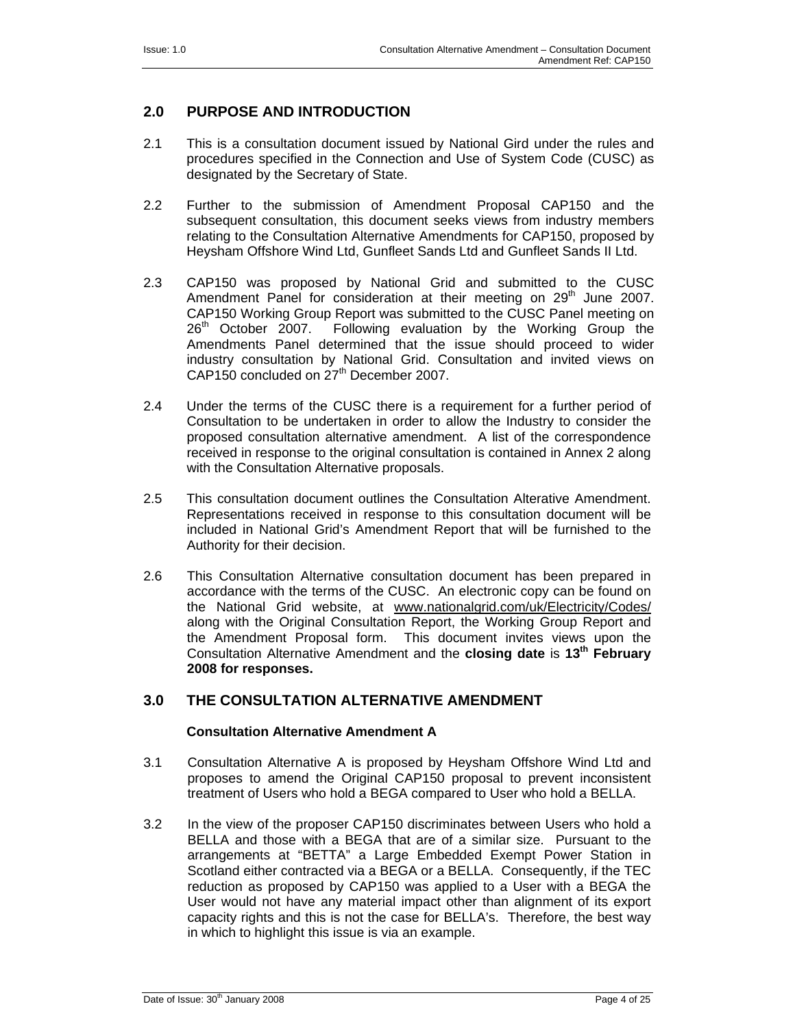## 2.0 PURPOSE AND INTRODUCTION

2.1 This is a consultation document issued by National Gird under the rules and procedures specified in the Connection and Use of System Code (CUSC) as designated by the Secretary of State.

2.2 Further to the submission of Amendment Proposal CAP150 and the subsequent consultation, this document seeks views from industry members relating to the Consultation Alternative Amendments for CAP150, proposed by Heysham Offshore Wind Ltd, Gunfleet Sands Ltd and Gunfleet Sands II Ltd.

2.3 CAP150 was proposed by National Grid and submitted to the CUSC Amendment Panel for consideration at their meeting on 29th June 2007. CAP150 Working Group Report was submitted to the CUSC Panel meeting on 26th October 2007. Following evaluation by the Working Group the Amendments Panel determined that the issue should proceed to wider industry consultation by National Grid. Consultation and invited views on CAP150 concluded on 27th December 2007.

2.4 Under the terms of the CUSC there is a requirement for a further period of Consultation to be undertaken in order to allow the Industry to consider the proposed consultation alternative amendment. A list of the correspondence received in response to the original consultation is contained in Annex 2 along with the Consultation Alternative proposals.

2.5 This consultation document outlines the Consultation Alterative Amendment. Representations received in response to this consultation document will be included in National Grid's Amendment Report that will be furnished to the Authority for their decision.

2.6 This Consultation Alternative consultation document has been prepared in accordance with the terms of the CUSC. An electronic copy can be found on the National Grid website, at www.nationalgrid.com/uk/Electricity/Codes/ along with the Original Consultation Report, the Working Group Report and the Amendment Proposal form. This document invites views upon the Consultation Alternative Amendment and the **closing date** is **13th February 2008 for responses.**

## 3.0 THE CONSULTATION ALTERNATIVE AMENDMENT

**Consultation Alternative Amendment A**

3.1 Consultation Alternative A is proposed by Heysham Offshore Wind Ltd and proposes to amend the Original CAP150 proposal to prevent inconsistent treatment of Users who hold a BEGA compared to User who hold a BELLA.

3.2 In the view of the proposer CAP150 discriminates between Users who hold a BELLA and those with a BEGA that are of a similar size. Pursuant to the arrangements at "BETTA" a Large Embedded Exempt Power Station in Scotland either contracted via a BEGA or a BELLA. Consequently, if the TEC reduction as proposed by CAP150 was applied to a User with a BEGA the User would not have any material impact other than alignment of its export capacity rights and this is not the case for BELLA's. Therefore, the best way in which to highlight this issue is via an example.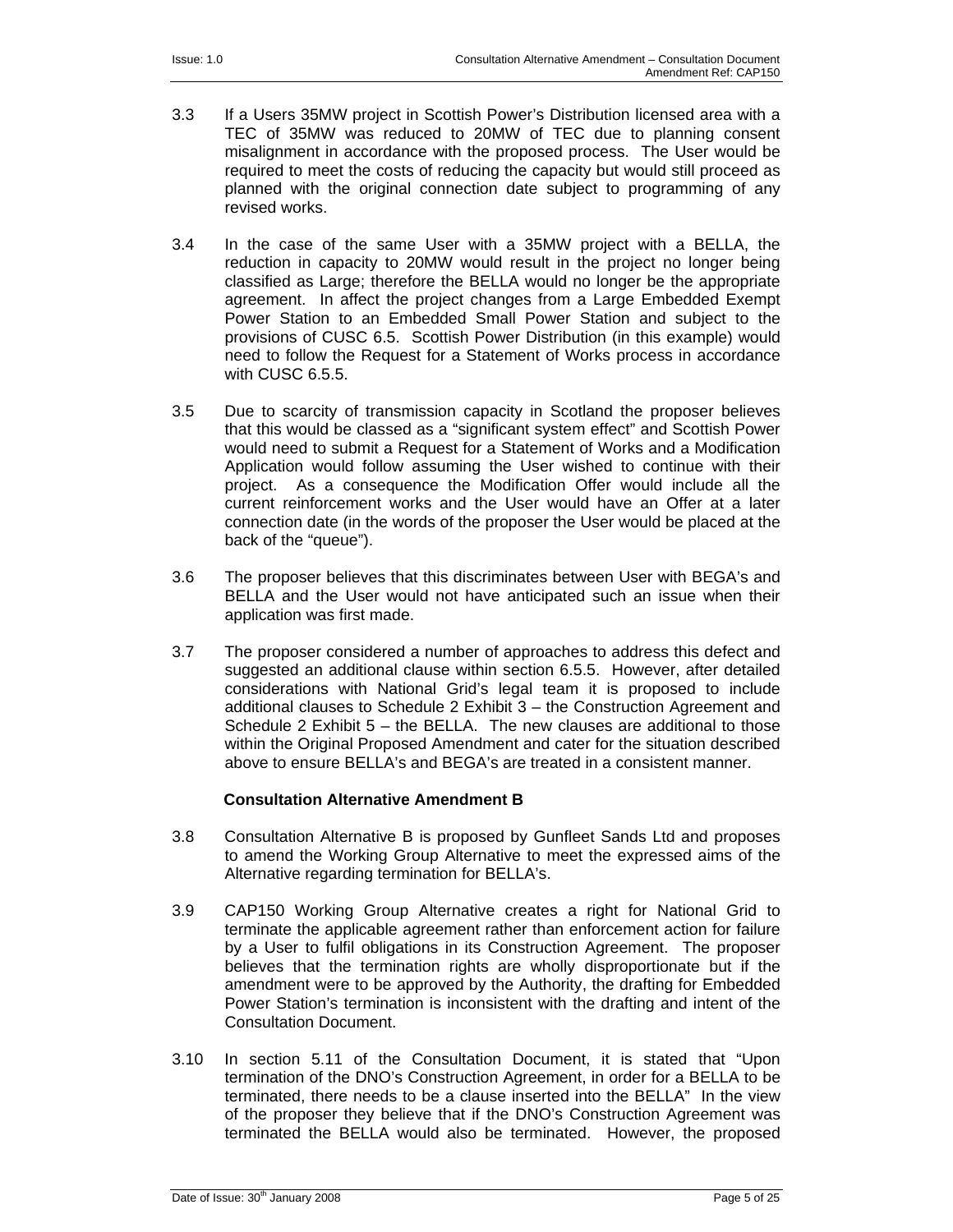3.3 If a Users 35MW project in Scottish Power's Distribution licensed area with a TEC of 35MW was reduced to 20MW of TEC due to planning consent misalignment in accordance with the proposed process. The User would be required to meet the costs of reducing the capacity but would still proceed as planned with the original connection date subject to programming of any revised works.

3.4 In the case of the same User with a 35MW project with a BELLA, the reduction in capacity to 20MW would result in the project no longer being classified as Large; therefore the BELLA would no longer be the appropriate agreement. In affect the project changes from a Large Embedded Exempt Power Station to an Embedded Small Power Station and subject to the provisions of CUSC 6.5. Scottish Power Distribution (in this example) would need to follow the Request for a Statement of Works process in accordance with CUSC 6.5.5.

3.5 Due to scarcity of transmission capacity in Scotland the proposer believes that this would be classed as a "significant system effect" and Scottish Power would need to submit a Request for a Statement of Works and a Modification Application would follow assuming the User wished to continue with their project. As a consequence the Modification Offer would include all the current reinforcement works and the User would have an Offer at a later connection date (in the words of the proposer the User would be placed at the back of the "queue").

3.6 The proposer believes that this discriminates between User with BEGA's and BELLA and the User would not have anticipated such an issue when their application was first made.

3.7 The proposer considered a number of approaches to address this defect and suggested an additional clause within section 6.5.5. However, after detailed considerations with National Grid's legal team it is proposed to include additional clauses to Schedule 2 Exhibit 3 – the Construction Agreement and Schedule 2 Exhibit 5 – the BELLA. The new clauses are additional to those within the Original Proposed Amendment and cater for the situation described above to ensure BELLA's and BEGA's are treated in a consistent manner.

**Consultation Alternative Amendment B**

3.8 Consultation Alternative B is proposed by Gunfleet Sands Ltd and proposes to amend the Working Group Alternative to meet the expressed aims of the Alternative regarding termination for BELLA's.

3.9 CAP150 Working Group Alternative creates a right for National Grid to terminate the applicable agreement rather than enforcement action for failure by a User to fulfil obligations in its Construction Agreement. The proposer believes that the termination rights are wholly disproportionate but if the amendment were to be approved by the Authority, the drafting for Embedded Power Station's termination is inconsistent with the drafting and intent of the Consultation Document.

3.10 In section 5.11 of the Consultation Document, it is stated that "Upon termination of the DNO's Construction Agreement, in order for a BELLA to be terminated, there needs to be a clause inserted into the BELLA" In the view of the proposer they believe that if the DNO's Construction Agreement was terminated the BELLA would also be terminated. However, the proposed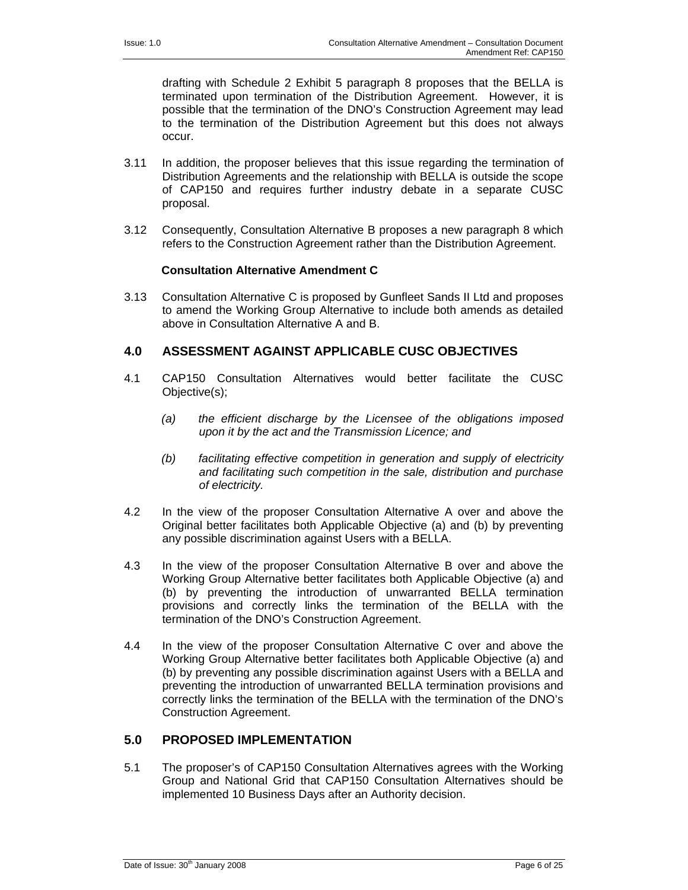drafting with Schedule 2 Exhibit 5 paragraph 8 proposes that the BELLA is terminated upon termination of the Distribution Agreement. However, it is possible that the termination of the DNO's Construction Agreement may lead to the termination of the Distribution Agreement but this does not always occur.

3.11 In addition, the proposer believes that this issue regarding the termination of Distribution Agreements and the relationship with BELLA is outside the scope of CAP150 and requires further industry debate in a separate CUSC proposal.

3.12 Consequently, Consultation Alternative B proposes a new paragraph 8 which refers to the Construction Agreement rather than the Distribution Agreement.

**Consultation Alternative Amendment C**

3.13 Consultation Alternative C is proposed by Gunfleet Sands II Ltd and proposes to amend the Working Group Alternative to include both amends as detailed above in Consultation Alternative A and B.

## 4.0 ASSESSMENT AGAINST APPLICABLE CUSC OBJECTIVES

4.1 CAP150 Consultation Alternatives would better facilitate the CUSC Objective(s);

*(a) the efficient discharge by the Licensee of the obligations imposed upon it by the act and the Transmission Licence; and*

*(b) facilitating effective competition in generation and supply of electricity and facilitating such competition in the sale, distribution and purchase of electricity.*

4.2 In the view of the proposer Consultation Alternative A over and above the Original better facilitates both Applicable Objective (a) and (b) by preventing any possible discrimination against Users with a BELLA.

4.3 In the view of the proposer Consultation Alternative B over and above the Working Group Alternative better facilitates both Applicable Objective (a) and (b) by preventing the introduction of unwarranted BELLA termination provisions and correctly links the termination of the BELLA with the termination of the DNO's Construction Agreement.

4.4 In the view of the proposer Consultation Alternative C over and above the Working Group Alternative better facilitates both Applicable Objective (a) and (b) by preventing any possible discrimination against Users with a BELLA and preventing the introduction of unwarranted BELLA termination provisions and correctly links the termination of the BELLA with the termination of the DNO's Construction Agreement.

## 5.0 PROPOSED IMPLEMENTATION

5.1 The proposer's of CAP150 Consultation Alternatives agrees with the Working Group and National Grid that CAP150 Consultation Alternatives should be implemented 10 Business Days after an Authority decision.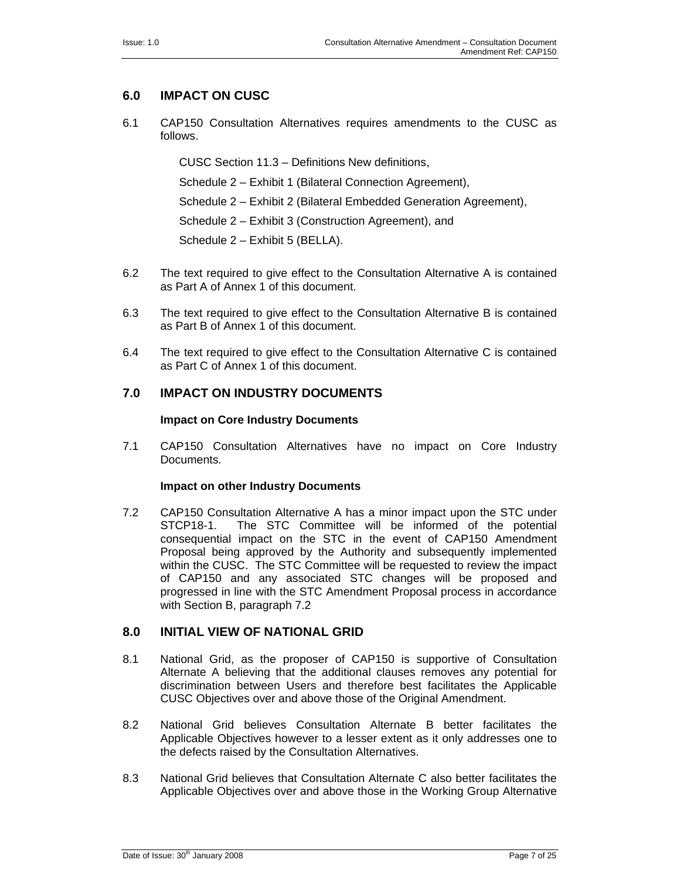## 6.0 IMPACT ON CUSC

6.1 CAP150 Consultation Alternatives requires amendments to the CUSC as follows.

CUSC Section 11.3 – Definitions New definitions,

Schedule 2 – Exhibit 1 (Bilateral Connection Agreement),

Schedule 2 – Exhibit 2 (Bilateral Embedded Generation Agreement),

Schedule 2 – Exhibit 3 (Construction Agreement), and

Schedule 2 – Exhibit 5 (BELLA).

6.2 The text required to give effect to the Consultation Alternative A is contained as Part A of Annex 1 of this document.

6.3 The text required to give effect to the Consultation Alternative B is contained as Part B of Annex 1 of this document.

6.4 The text required to give effect to the Consultation Alternative C is contained as Part C of Annex 1 of this document.

## 7.0 IMPACT ON INDUSTRY DOCUMENTS

**Impact on Core Industry Documents**

7.1 CAP150 Consultation Alternatives have no impact on Core Industry Documents.

**Impact on other Industry Documents**

7.2 CAP150 Consultation Alternative A has a minor impact upon the STC under STCP18-1. The STC Committee will be informed of the potential consequential impact on the STC in the event of CAP150 Amendment Proposal being approved by the Authority and subsequently implemented within the CUSC. The STC Committee will be requested to review the impact of CAP150 and any associated STC changes will be proposed and progressed in line with the STC Amendment Proposal process in accordance with Section B, paragraph 7.2

## 8.0 INITIAL VIEW OF NATIONAL GRID

8.1 National Grid, as the proposer of CAP150 is supportive of Consultation Alternate A believing that the additional clauses removes any potential for discrimination between Users and therefore best facilitates the Applicable CUSC Objectives over and above those of the Original Amendment.

8.2 National Grid believes Consultation Alternate B better facilitates the Applicable Objectives however to a lesser extent as it only addresses one to the defects raised by the Consultation Alternatives.

8.3 National Grid believes that Consultation Alternate C also better facilitates the Applicable Objectives over and above those in the Working Group Alternative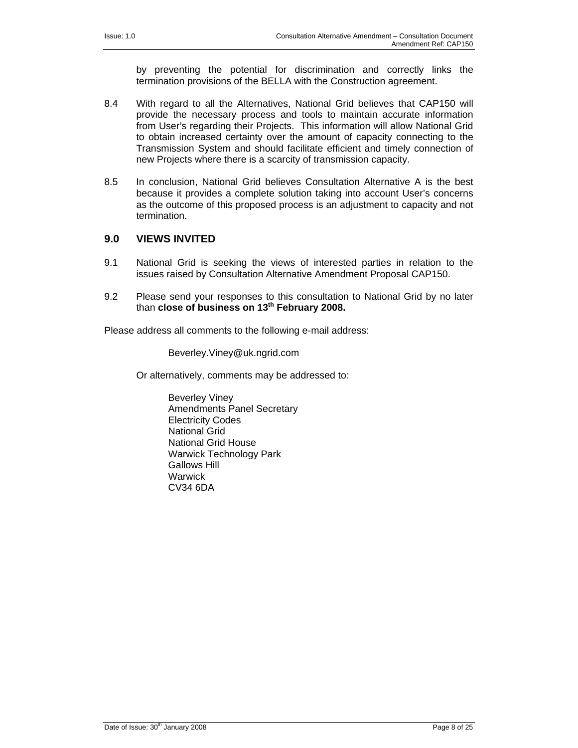by preventing the potential for discrimination and correctly links the termination provisions of the BELLA with the Construction agreement.

8.4 With regard to all the Alternatives, National Grid believes that CAP150 will provide the necessary process and tools to maintain accurate information from User's regarding their Projects. This information will allow National Grid to obtain increased certainty over the amount of capacity connecting to the Transmission System and should facilitate efficient and timely connection of new Projects where there is a scarcity of transmission capacity.

8.5 In conclusion, National Grid believes Consultation Alternative A is the best because it provides a complete solution taking into account User's concerns as the outcome of this proposed process is an adjustment to capacity and not termination.

## 9.0 VIEWS INVITED

9.1 National Grid is seeking the views of interested parties in relation to the issues raised by Consultation Alternative Amendment Proposal CAP150.

9.2 Please send your responses to this consultation to National Grid by no later than **close of business on 13th February 2008.**

Please address all comments to the following e-mail address:

Beverley.Viney@uk.ngrid.com

Or alternatively, comments may be addressed to:

Beverley Viney
Amendments Panel Secretary
Electricity Codes
National Grid
National Grid House
Warwick Technology Park
Gallows Hill
Warwick
CV34 6DA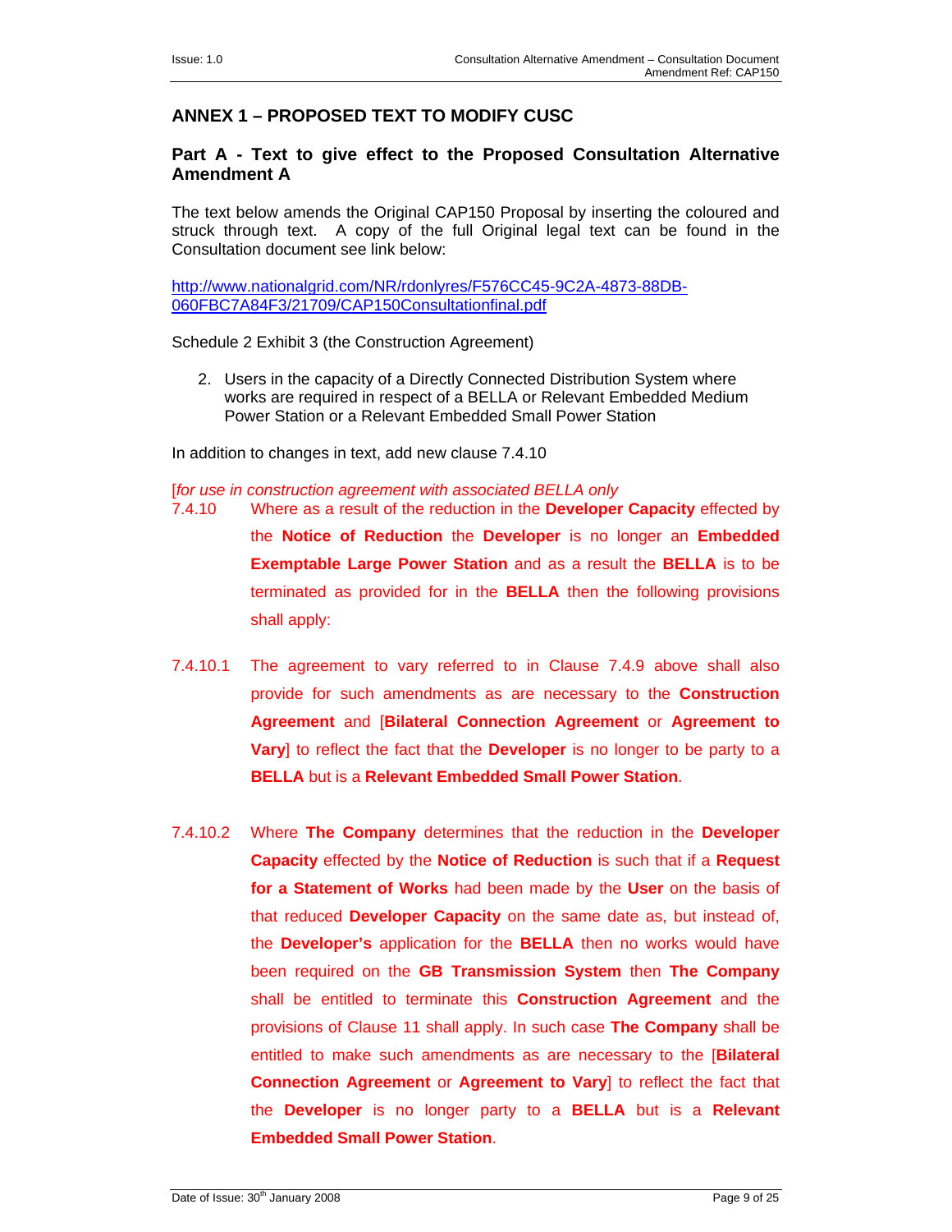## ANNEX 1 – PROPOSED TEXT TO MODIFY CUSC

### Part A - Text to give effect to the Proposed Consultation Alternative Amendment A

The text below amends the Original CAP150 Proposal by inserting the coloured and struck through text. A copy of the full Original legal text can be found in the Consultation document see link below:

http://www.nationalgrid.com/NR/rdonlyres/F576CC45-9C2A-4873-88DB-060FBC7A84F3/21709/CAP150Consultationfinal.pdf

Schedule 2 Exhibit 3 (the Construction Agreement)

2. Users in the capacity of a Directly Connected Distribution System where works are required in respect of a BELLA or Relevant Embedded Medium Power Station or a Relevant Embedded Small Power Station

In addition to changes in text, add new clause 7.4.10

[*for use in construction agreement with associated BELLA only*

7.4.10 Where as a result of the reduction in the **Developer Capacity** effected by the **Notice of Reduction** the **Developer** is no longer an **Embedded Exemptable Large Power Station** and as a result the **BELLA** is to be terminated as provided for in the **BELLA** then the following provisions shall apply:

7.4.10.1 The agreement to vary referred to in Clause 7.4.9 above shall also provide for such amendments as are necessary to the **Construction Agreement** and [**Bilateral Connection Agreement** or **Agreement to Vary**] to reflect the fact that the **Developer** is no longer to be party to a **BELLA** but is a **Relevant Embedded Small Power Station**.

7.4.10.2 Where **The Company** determines that the reduction in the **Developer Capacity** effected by the **Notice of Reduction** is such that if a **Request for a Statement of Works** had been made by the **User** on the basis of that reduced **Developer Capacity** on the same date as, but instead of, the **Developer's** application for the **BELLA** then no works would have been required on the **GB Transmission System** then **The Company** shall be entitled to terminate this **Construction Agreement** and the provisions of Clause 11 shall apply. In such case **The Company** shall be entitled to make such amendments as are necessary to the [**Bilateral Connection Agreement** or **Agreement to Vary**] to reflect the fact that the **Developer** is no longer party to a **BELLA** but is a **Relevant Embedded Small Power Station**.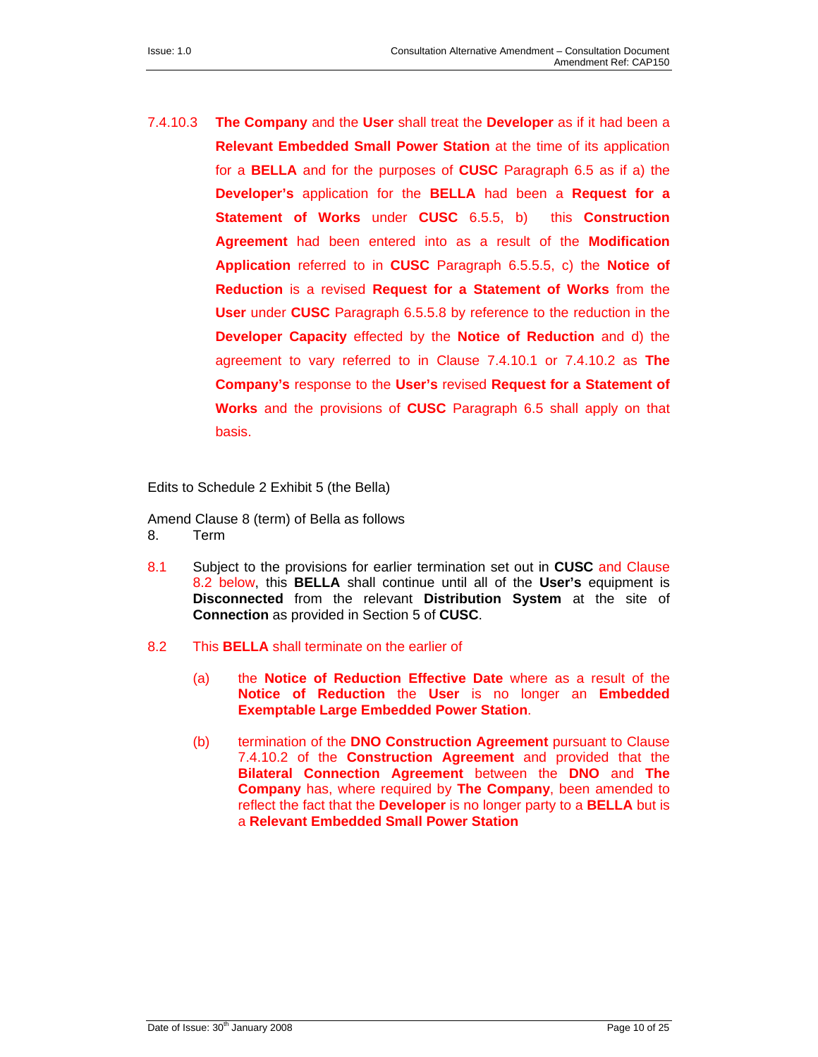7.4.10.3 **The Company** and the **User** shall treat the **Developer** as if it had been a **Relevant Embedded Small Power Station** at the time of its application for a **BELLA** and for the purposes of **CUSC** Paragraph 6.5 as if a) the **Developer's** application for the **BELLA** had been a **Request for a Statement of Works** under **CUSC** 6.5.5, b) this **Construction Agreement** had been entered into as a result of the **Modification Application** referred to in **CUSC** Paragraph 6.5.5.5, c) the **Notice of Reduction** is a revised **Request for a Statement of Works** from the **User** under **CUSC** Paragraph 6.5.5.8 by reference to the reduction in the **Developer Capacity** effected by the **Notice of Reduction** and d) the agreement to vary referred to in Clause 7.4.10.1 or 7.4.10.2 as **The Company's** response to the **User's** revised **Request for a Statement of Works** and the provisions of **CUSC** Paragraph 6.5 shall apply on that basis.

Edits to Schedule 2 Exhibit 5 (the Bella)

Amend Clause 8 (term) of Bella as follows

8. Term

8.1 Subject to the provisions for earlier termination set out in **CUSC** and Clause 8.2 below, this **BELLA** shall continue until all of the **User's** equipment is **Disconnected** from the relevant **Distribution System** at the site of **Connection** as provided in Section 5 of **CUSC**.

8.2 This **BELLA** shall terminate on the earlier of

(a) the **Notice of Reduction Effective Date** where as a result of the **Notice of Reduction** the **User** is no longer an **Embedded Exemptable Large Embedded Power Station**.

(b) termination of the **DNO Construction Agreement** pursuant to Clause 7.4.10.2 of the **Construction Agreement** and provided that the **Bilateral Connection Agreement** between the **DNO** and **The Company** has, where required by **The Company**, been amended to reflect the fact that the **Developer** is no longer party to a **BELLA** but is a **Relevant Embedded Small Power Station**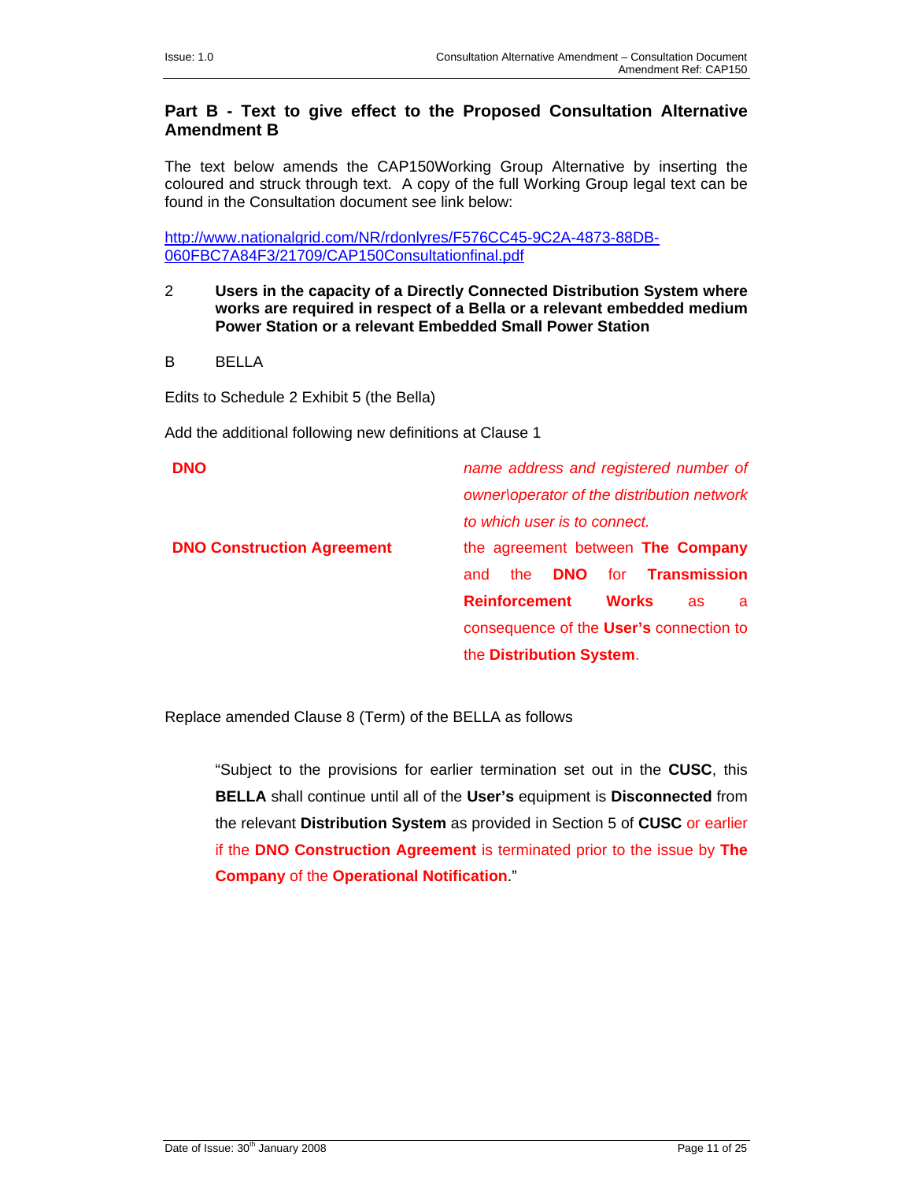## Part B - Text to give effect to the Proposed Consultation Alternative Amendment B

The text below amends the CAP150Working Group Alternative by inserting the coloured and struck through text. A copy of the full Working Group legal text can be found in the Consultation document see link below:

http://www.nationalgrid.com/NR/rdonlyres/F576CC45-9C2A-4873-88DB-060FBC7A84F3/21709/CAP150Consultationfinal.pdf

2 **Users in the capacity of a Directly Connected Distribution System where works are required in respect of a Bella or a relevant embedded medium Power Station or a relevant Embedded Small Power Station**

B BELLA

Edits to Schedule 2 Exhibit 5 (the Bella)

Add the additional following new definitions at Clause 1

| | |
|---|---|
| **DNO** | *name address and registered number of owner\operator of the distribution network to which user is to connect.* |
| **DNO Construction Agreement** | the agreement between **The Company** and the **DNO** for **Transmission Reinforcement Works** as a consequence of the **User's** connection to the **Distribution System**. |

Replace amended Clause 8 (Term) of the BELLA as follows

> "Subject to the provisions for earlier termination set out in the **CUSC**, this **BELLA** shall continue until all of the **User's** equipment is **Disconnected** from the relevant **Distribution System** as provided in Section 5 of **CUSC** or earlier if the **DNO Construction Agreement** is terminated prior to the issue by **The Company** of the **Operational Notification**."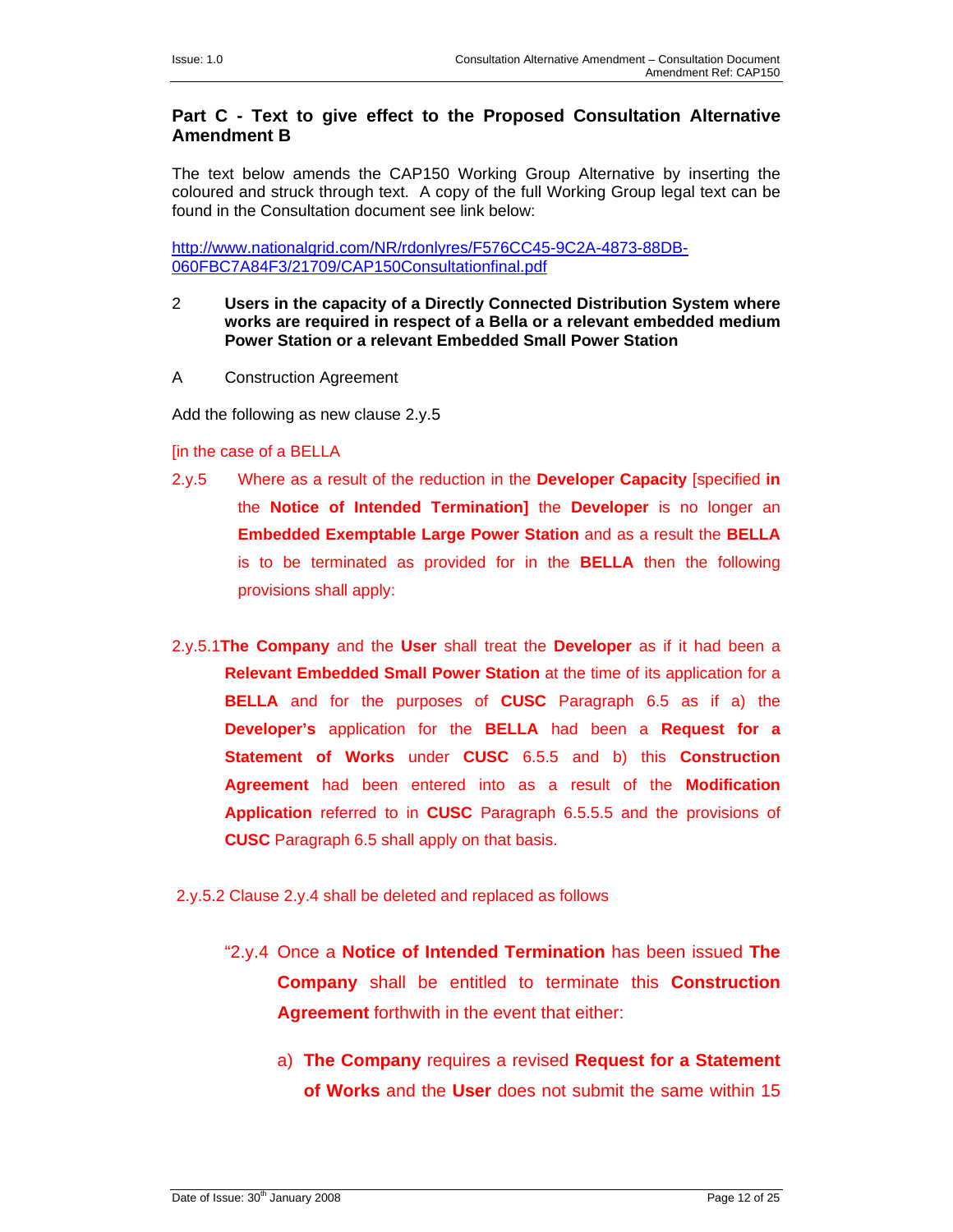## Part C - Text to give effect to the Proposed Consultation Alternative Amendment B

The text below amends the CAP150 Working Group Alternative by inserting the coloured and struck through text. A copy of the full Working Group legal text can be found in the Consultation document see link below:

http://www.nationalgrid.com/NR/rdonlyres/F576CC45-9C2A-4873-88DB-060FBC7A84F3/21709/CAP150Consultationfinal.pdf

2 **Users in the capacity of a Directly Connected Distribution System where works are required in respect of a Bella or a relevant embedded medium Power Station or a relevant Embedded Small Power Station**

A Construction Agreement

Add the following as new clause 2.y.5

[in the case of a BELLA

2.y.5 Where as a result of the reduction in the **Developer Capacity** [specified **in** the **Notice of Intended Termination]** the **Developer** is no longer an **Embedded Exemptable Large Power Station** and as a result the **BELLA** is to be terminated as provided for in the **BELLA** then the following provisions shall apply:

2.y.5.1 **The Company** and the **User** shall treat the **Developer** as if it had been a **Relevant Embedded Small Power Station** at the time of its application for a **BELLA** and for the purposes of **CUSC** Paragraph 6.5 as if a) the **Developer's** application for the **BELLA** had been a **Request for a Statement of Works** under **CUSC** 6.5.5 and b) this **Construction Agreement** had been entered into as a result of the **Modification Application** referred to in **CUSC** Paragraph 6.5.5.5 and the provisions of **CUSC** Paragraph 6.5 shall apply on that basis.

2.y.5.2 Clause 2.y.4 shall be deleted and replaced as follows

"2.y.4 Once a **Notice of Intended Termination** has been issued **The Company** shall be entitled to terminate this **Construction Agreement** forthwith in the event that either:

a) **The Company** requires a revised **Request for a Statement of Works** and the **User** does not submit the same within 15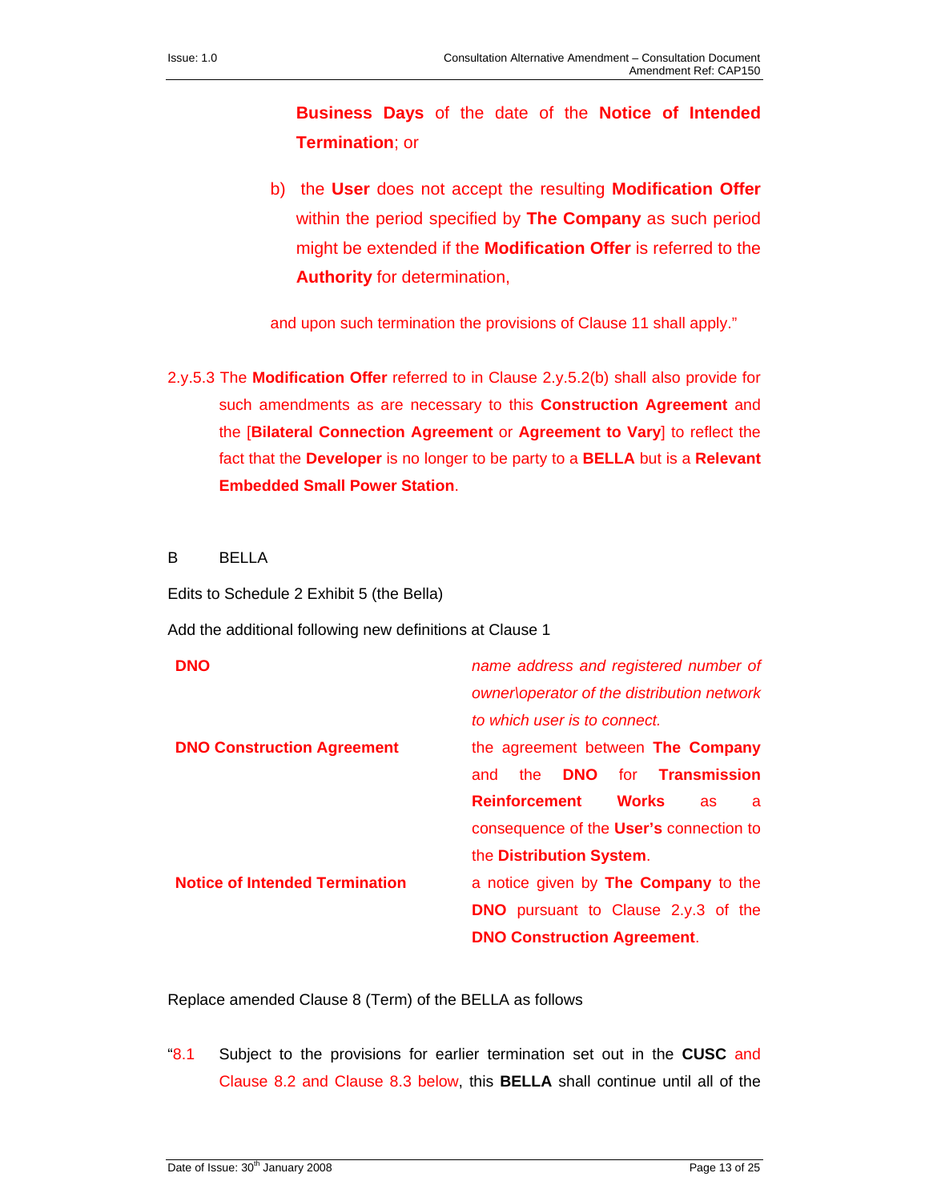**Business Days** of the date of the **Notice of Intended Termination**; or

b) the **User** does not accept the resulting **Modification Offer** within the period specified by **The Company** as such period might be extended if the **Modification Offer** is referred to the **Authority** for determination,

and upon such termination the provisions of Clause 11 shall apply."

2.y.5.3 The **Modification Offer** referred to in Clause 2.y.5.2(b) shall also provide for such amendments as are necessary to this **Construction Agreement** and the [**Bilateral Connection Agreement** or **Agreement to Vary**] to reflect the fact that the **Developer** is no longer to be party to a **BELLA** but is a **Relevant Embedded Small Power Station**.

B BELLA

Edits to Schedule 2 Exhibit 5 (the Bella)

Add the additional following new definitions at Clause 1

| | |
|---|---|
| **DNO** | *name address and registered number of owner\operator of the distribution network to which user is to connect.* |
| **DNO Construction Agreement** | the agreement between **The Company** and the **DNO** for **Transmission Reinforcement Works** as a consequence of the **User's** connection to the **Distribution System**. |
| **Notice of Intended Termination** | a notice given by **The Company** to the **DNO** pursuant to Clause 2.y.3 of the **DNO Construction Agreement**. |

Replace amended Clause 8 (Term) of the BELLA as follows

"8.1 Subject to the provisions for earlier termination set out in the **CUSC** and Clause 8.2 and Clause 8.3 below, this **BELLA** shall continue until all of the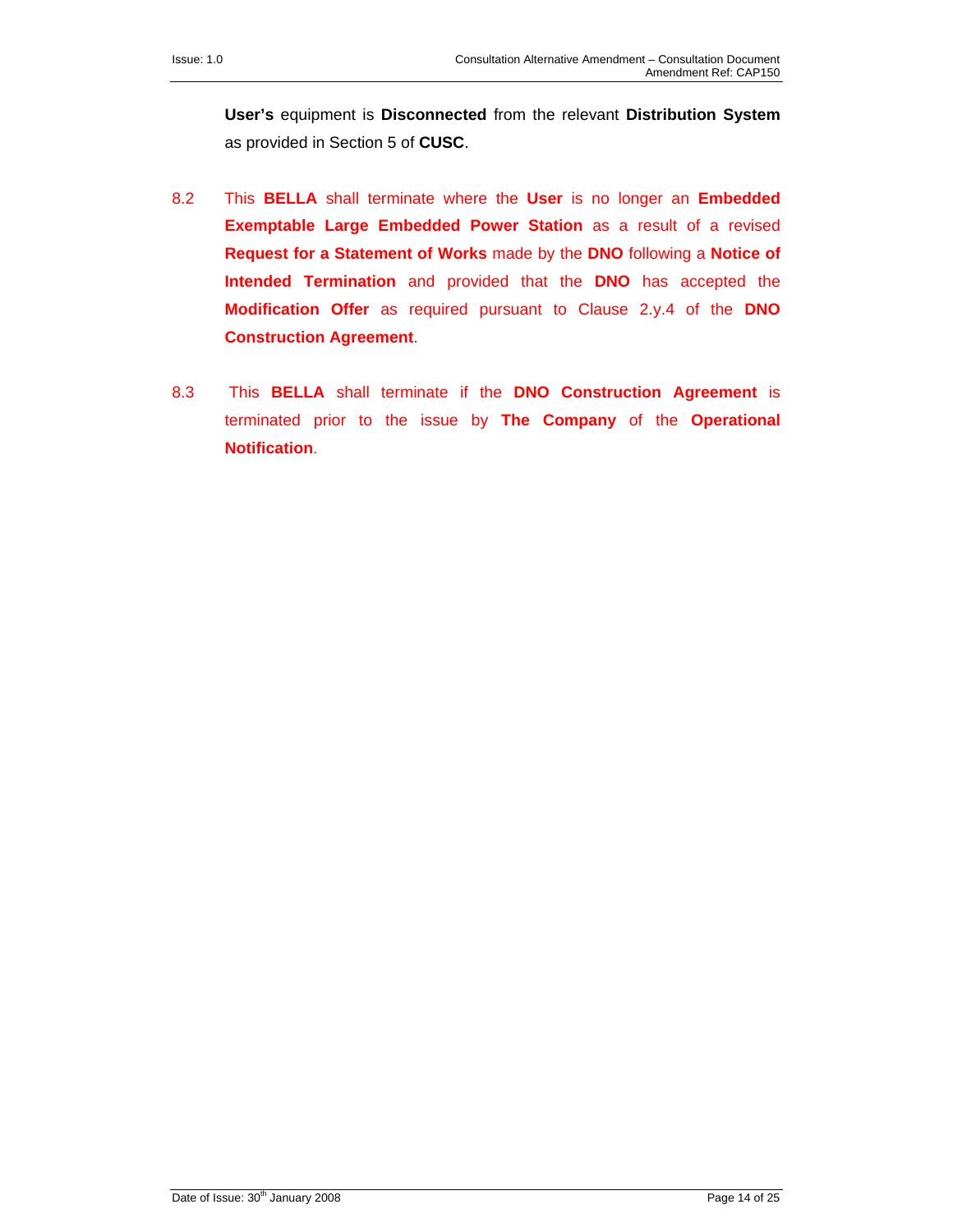**User's** equipment is **Disconnected** from the relevant **Distribution System** as provided in Section 5 of **CUSC**.

8.2 This **BELLA** shall terminate where the **User** is no longer an **Embedded Exemptable Large Embedded Power Station** as a result of a revised **Request for a Statement of Works** made by the **DNO** following a **Notice of Intended Termination** and provided that the **DNO** has accepted the **Modification Offer** as required pursuant to Clause 2.y.4 of the **DNO Construction Agreement**.

8.3 This **BELLA** shall terminate if the **DNO Construction Agreement** is terminated prior to the issue by **The Company** of the **Operational Notification**.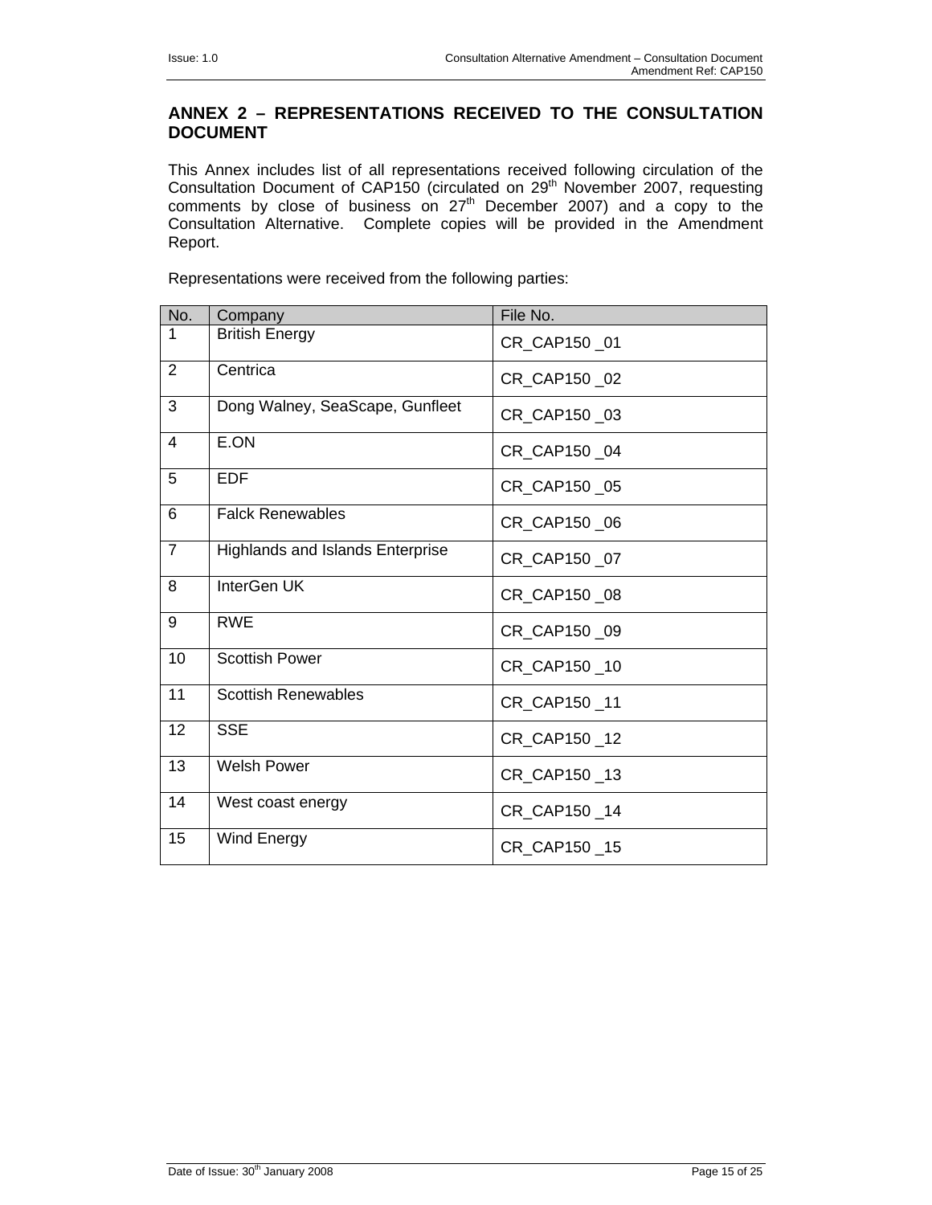## ANNEX 2 – REPRESENTATIONS RECEIVED TO THE CONSULTATION DOCUMENT

This Annex includes list of all representations received following circulation of the Consultation Document of CAP150 (circulated on 29th November 2007, requesting comments by close of business on 27th December 2007) and a copy to the Consultation Alternative. Complete copies will be provided in the Amendment Report.

Representations were received from the following parties:

| No. | Company | File No. |
|---|---|---|
| 1 | British Energy | CR_CAP150 _01 |
| 2 | Centrica | CR_CAP150 _02 |
| 3 | Dong Walney, SeaScape, Gunfleet | CR_CAP150 _03 |
| 4 | E.ON | CR_CAP150 _04 |
| 5 | EDF | CR_CAP150 _05 |
| 6 | Falck Renewables | CR_CAP150 _06 |
| 7 | Highlands and Islands Enterprise | CR_CAP150 _07 |
| 8 | InterGen UK | CR_CAP150 _08 |
| 9 | RWE | CR_CAP150 _09 |
| 10 | Scottish Power | CR_CAP150 _10 |
| 11 | Scottish Renewables | CR_CAP150 _11 |
| 12 | SSE | CR_CAP150 _12 |
| 13 | Welsh Power | CR_CAP150 _13 |
| 14 | West coast energy | CR_CAP150 _14 |
| 15 | Wind Energy | CR_CAP150 _15 |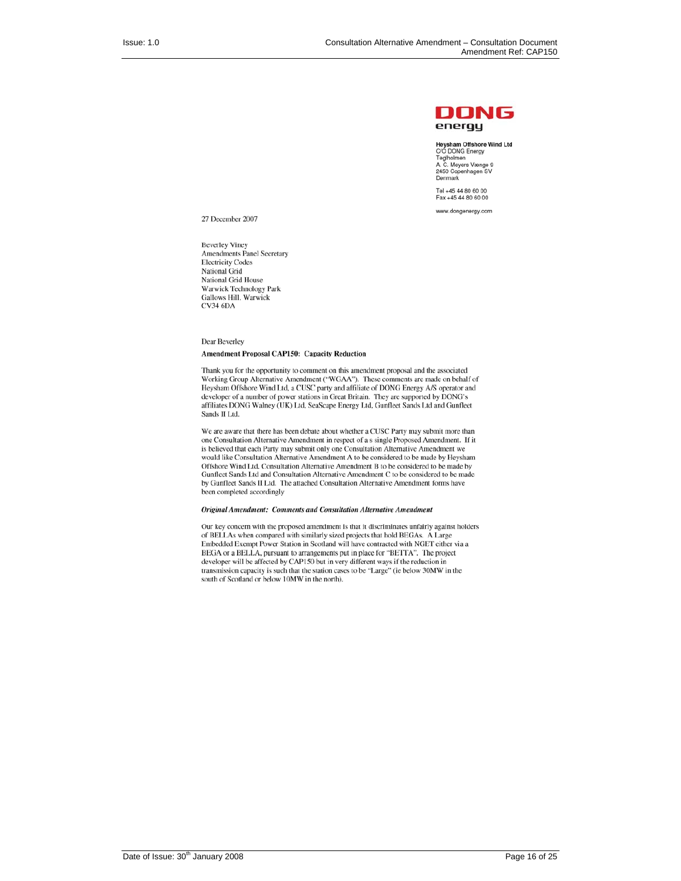**DONG energy**

**Heysham Offshore Wind Ltd**
C/O DONG Energy
Teglholmen
A. C. Meyers Vænge 9
2450 Copenhagen SV
Denmark

Tel +45 44 80 60 00
Fax +45 44 80 60 00

www.dongenergy.com

27 December 2007

Beverley Viney
Amendments Panel Secretary
Electricity Codes
National Grid
National Grid House
Warwick Technology Park
Gallows Hill, Warwick
CV34 6DA

Dear Beverley

**Amendment Proposal CAP150: Capacity Reduction**

Thank you for the opportunity to comment on this amendment proposal and the associated Working Group Alternative Amendment ("WGAA"). These comments are made on behalf of Heysham Offshore Wind Ltd, a CUSC party and affiliate of DONG Energy A/S operator and developer of a number of power stations in Great Britain. They are supported by DONG's affiliates DONG Walney (UK) Ltd, SeaScape Energy Ltd, Gunfleet Sands Ltd and Gunfleet Sands II Ltd.

We are aware that there has been debate about whether a CUSC Party may submit more than one Consultation Alternative Amendment in respect of a s single Proposed Amendment. If it is believed that each Party may submit only one Consultation Alternative Amendment we would like Consultation Alternative Amendment A to be considered to be made by Heysham Offshore Wind Ltd. Consultation Alternative Amendment B to be considered to be made by Gunfleet Sands Ltd and Consultation Alternative Amendment C to be considered to be made by Gunfleet Sands II Ltd. The attached Consultation Alternative Amendment forms have been completed accordingly

***Original Amendment: Comments and Consultation Alternative Amendment***

Our key concern with the proposed amendment is that it discriminates unfairly against holders of BELLAs when compared with similarly sized projects that hold BEGAs. A Large Embedded Exempt Power Station in Scotland will have contracted with NGET either via a BEGA or a BELLA, pursuant to arrangements put in place for "BETTA". The project developer will be affected by CAP150 but in very different ways if the reduction in transmission capacity is such that the station cases to be "Large" (ie below 30MW in the south of Scotland or below 10MW in the north).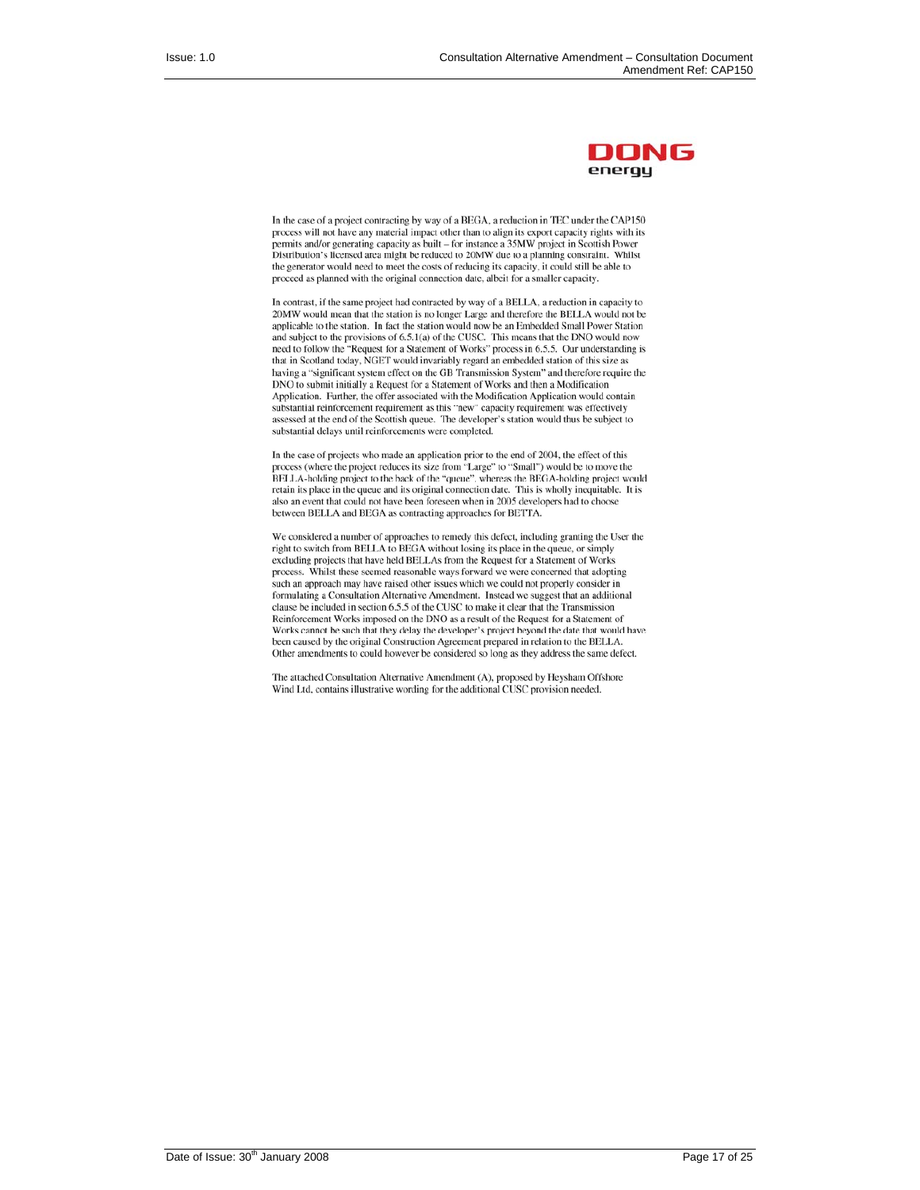**DONG energy**

In the case of a project contracting by way of a BEGA, a reduction in TEC under the CAP150 process will not have any material impact other than to align its export capacity rights with its permits and/or generating capacity as built – for instance a 35MW project in Scottish Power Distribution's licensed area might be reduced to 20MW due to a planning constraint. Whilst the generator would need to meet the costs of reducing its capacity, it could still be able to proceed as planned with the original connection date, albeit for a smaller capacity.

In contrast, if the same project had contracted by way of a BELLA, a reduction in capacity to 20MW would mean that the station is no longer Large and therefore the BELLA would not be applicable to the station. In fact the station would now be an Embedded Small Power Station and subject to the provisions of 6.5.1(a) of the CUSC. This means that the DNO would now need to follow the "Request for a Statement of Works" process in 6.5.5. Our understanding is that in Scotland today, NGET would invariably regard an embedded station of this size as having a "significant system effect on the GB Transmission System" and therefore require the DNO to submit initially a Request for a Statement of Works and then a Modification Application. Further, the offer associated with the Modification Application would contain substantial reinforcement requirement as this "new" capacity requirement was effectively assessed at the end of the Scottish queue. The developer's station would thus be subject to substantial delays until reinforcements were completed.

In the case of projects who made an application prior to the end of 2004, the effect of this process (where the project reduces its size from "Large" to "Small") would be to move the BELLA-holding project to the back of the "queue", whereas the BEGA-holding project would retain its place in the queue and its original connection date. This is wholly inequitable. It is also an event that could not have been foreseen when in 2005 developers had to choose between BELLA and BEGA as contracting approaches for BETTA.

We considered a number of approaches to remedy this defect, including granting the User the right to switch from BELLA to BEGA without losing its place in the queue, or simply excluding projects that have held BELLAs from the Request for a Statement of Works process. Whilst these seemed reasonable ways forward we were concerned that adopting such an approach may have raised other issues which we could not properly consider in formulating a Consultation Alternative Amendment. Instead we suggest that an additional clause be included in section 6.5.5 of the CUSC to make it clear that the Transmission Reinforcement Works imposed on the DNO as a result of the Request for a Statement of Works cannot be such that they delay the developer's project beyond the date that would have been caused by the original Construction Agreement prepared in relation to the BELLA. Other amendments to could however be considered so long as they address the same defect.

The attached Consultation Alternative Amendment (A), proposed by Heysham Offshore Wind Ltd, contains illustrative wording for the additional CUSC provision needed.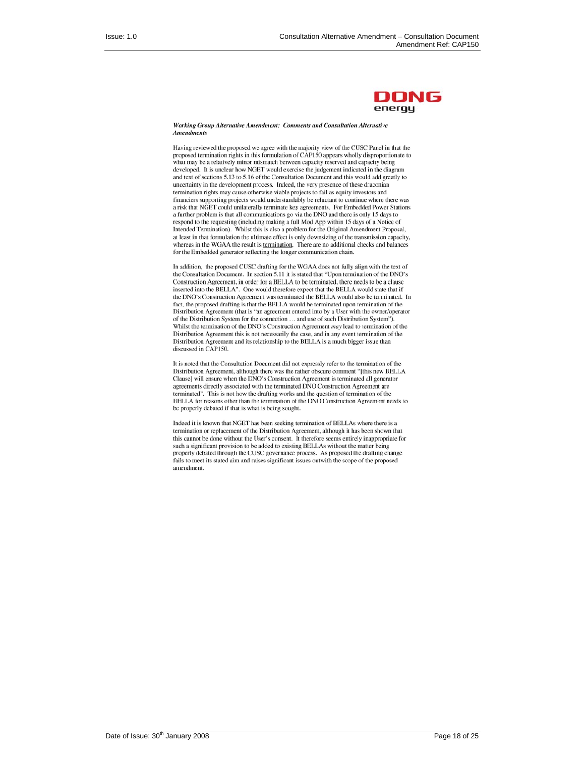**DONG energy**

***Working Group Alternative Amendment: Comments and Consultation Alternative Amendments***

Having reviewed the proposed we agree with the majority view of the CUSC Panel in that the proposed termination rights in this formulation of CAP150 appears wholly disproportionate to what may be a relatively minor mismatch between capacity reserved and capacity being developed. It is unclear how NGET would exercise the judgement indicated in the diagram and text of sections 5.13 to 5.16 of the Consultation Document and this would add greatly to uncertainty in the development process. Indeed, the very presence of these draconian termination rights may cause otherwise viable projects to fail as equity investors and financiers supporting projects would understandably be reluctant to continue where there was a risk that NGET could unilaterally terminate key agreements. For Embedded Power Stations a further problem is that all communications go via the DNO and there is only 15 days to respond to the requesting (including making a full Mod App within 15 days of a Notice of Intended Termination). Whilst this is also a problem for the Original Amendment Proposal, at least in that formulation the ultimate effect is only downsizing of the transmission capacity, whereas in the WGAA the result is termination. There are no additional checks and balances for the Embedded generator reflecting the longer communication chain.

In addition, the proposed CUSC drafting for the WGAA does not fully align with the text of the Consultation Document. In section 5.11 it is stated that "Upon termination of the DNO's Construction Agreement, in order for a BELLA to be terminated, there needs to be a clause inserted into the BELLA". One would therefore expect that the BELLA would state that if the DNO's Construction Agreement was terminated the BELLA would also be terminated. In fact, the proposed drafting is that the BELLA would be terminated upon termination of the Distribution Agreement (that is "an agreement entered into by a User with the owner/operator of the Distribution System for the connection … and use of such Distribution System"). Whilst the termination of the DNO's Construction Agreement *may* lead to termination of the Distribution Agreement this is not necessarily the case, and in any event termination of the Distribution Agreement and its relationship to the BELLA is a much bigger issue than discussed in CAP150.

It is noted that the Consultation Document did not expressly refer to the termination of the Distribution Agreement, although there was the rather obscure comment "[this new BELLA Clause] will ensure when the DNO's Construction Agreement is terminated all generator agreements directly associated with the terminated DNO Construction Agreement are terminated". This is not how the drafting works and the question of termination of the BELLA for reasons other than the termination of the DNO Construction Agreement needs to be properly debated if that is what is being sought.

Indeed it is known that NGET has been seeking termination of BELLAs where there is a termination or replacement of the Distribution Agreement, although it has been shown that this cannot be done without the User's consent. It therefore seems entirely inappropriate for such a significant provision to be added to existing BELLAs without the matter being properly debated through the CUSC governance process. As proposed the drafting change fails to meet its stated aim and raises significant issues outwith the scope of the proposed amendment.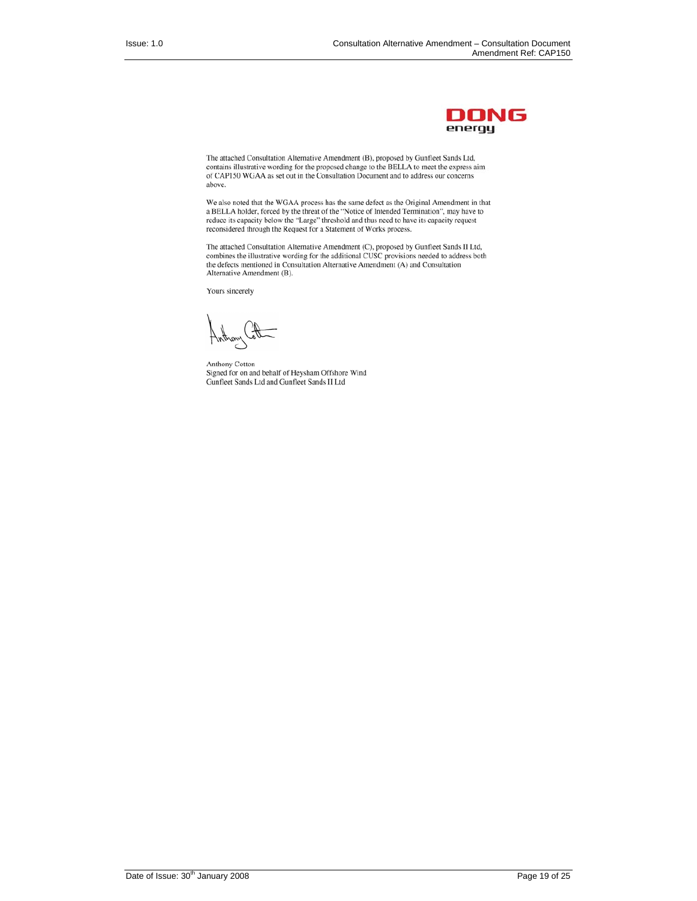DONG energy

The attached Consultation Alternative Amendment (B), proposed by Gunfleet Sands Ltd, contains illustrative wording for the proposed change to the BELLA to meet the express aim of CAP150 WGAA as set out in the Consultation Document and to address our concerns above.

We also noted that the WGAA process has the same defect as the Original Amendment in that a BELLA holder, forced by the threat of the "Notice of Intended Termination", may have to reduce its capacity below the "Large" threshold and thus need to have its capacity request reconsidered through the Request for a Statement of Works process.

The attached Consultation Alternative Amendment (C), proposed by Gunfleet Sands II Ltd, combines the illustrative wording for the additional CUSC provisions needed to address both the defects mentioned in Consultation Alternative Amendment (A) and Consultation Alternative Amendment (B).

Yours sincerely

Anthony Cotton
Signed for on and behalf of Heysham Offshore Wind
Gunfleet Sands Ltd and Gunfleet Sands II Ltd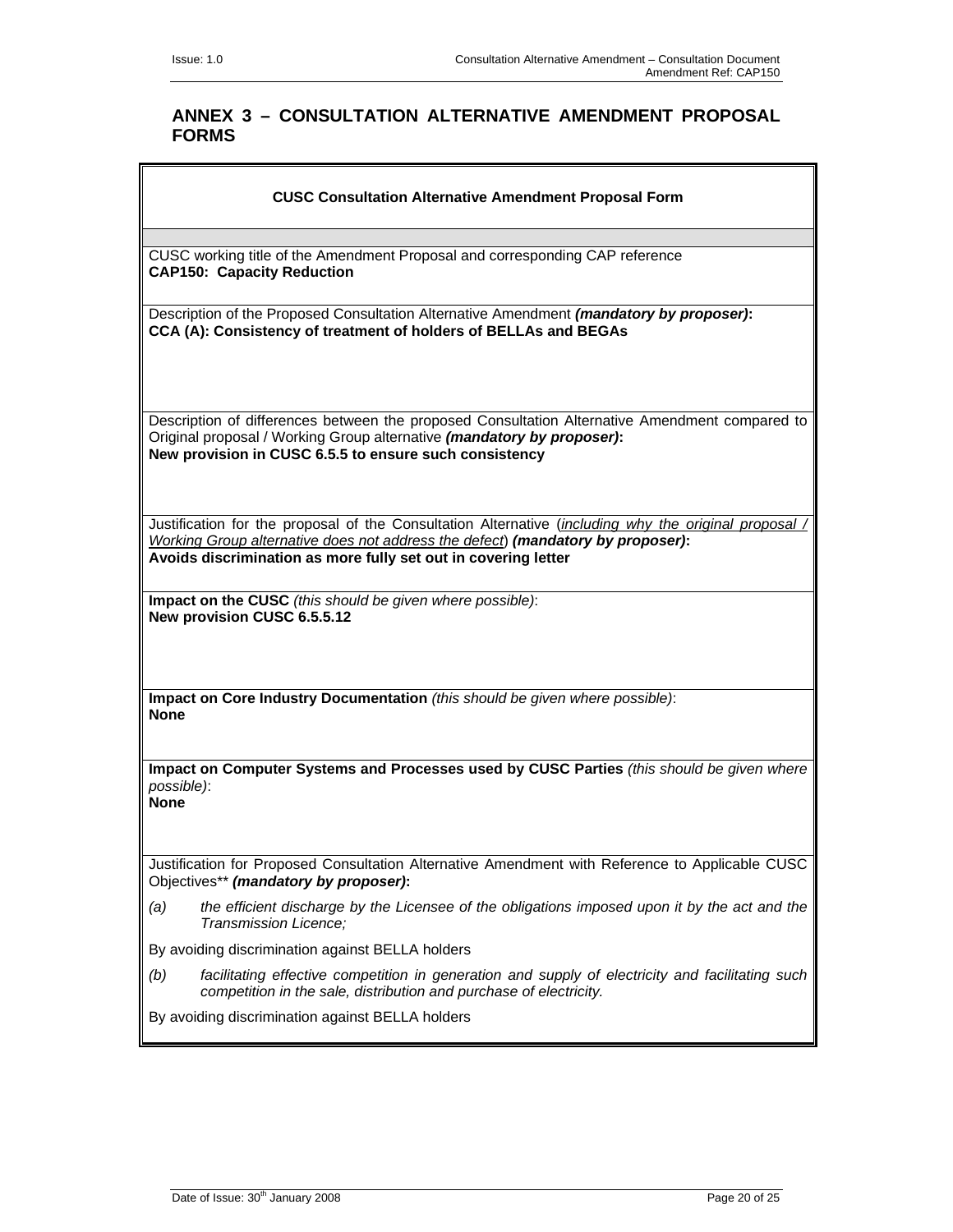## ANNEX 3 – CONSULTATION ALTERNATIVE AMENDMENT PROPOSAL FORMS

**CUSC Consultation Alternative Amendment Proposal Form**

CUSC working title of the Amendment Proposal and corresponding CAP reference
**CAP150: Capacity Reduction**

Description of the Proposed Consultation Alternative Amendment ***(mandatory by proposer)*:**
**CCA (A): Consistency of treatment of holders of BELLAs and BEGAs**

Description of differences between the proposed Consultation Alternative Amendment compared to Original proposal / Working Group alternative ***(mandatory by proposer)*:**
**New provision in CUSC 6.5.5 to ensure such consistency**

Justification for the proposal of the Consultation Alternative (*including why the original proposal / Working Group alternative does not address the defect*) ***(mandatory by proposer)*:**
**Avoids discrimination as more fully set out in covering letter**

**Impact on the CUSC** *(this should be given where possible)*:
**New provision CUSC 6.5.5.12**

**Impact on Core Industry Documentation** *(this should be given where possible)*:
**None**

**Impact on Computer Systems and Processes used by CUSC Parties** *(this should be given where possible)*:
**None**

Justification for Proposed Consultation Alternative Amendment with Reference to Applicable CUSC Objectives** ***(mandatory by proposer)*:**

*(a) the efficient discharge by the Licensee of the obligations imposed upon it by the act and the Transmission Licence;*

By avoiding discrimination against BELLA holders

*(b) facilitating effective competition in generation and supply of electricity and facilitating such competition in the sale, distribution and purchase of electricity.*

By avoiding discrimination against BELLA holders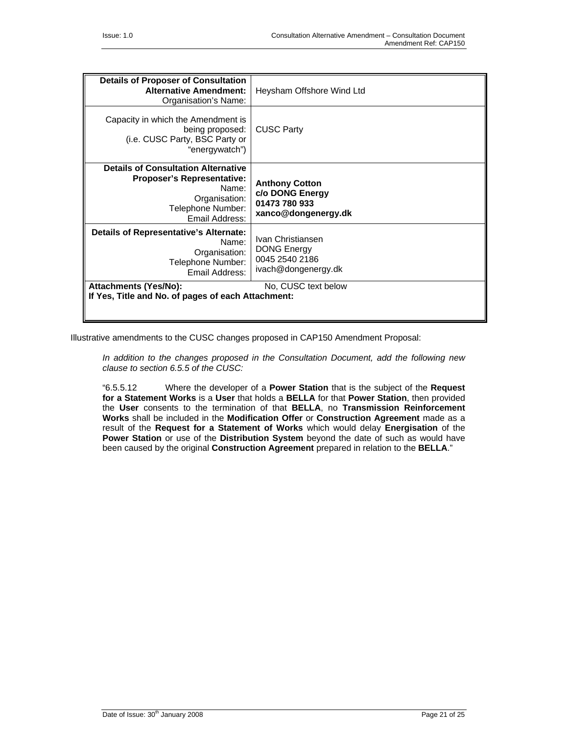| **Details of Proposer of Consultation Alternative Amendment:** Organisation's Name: | Heysham Offshore Wind Ltd |
|---|---|
| Capacity in which the Amendment is being proposed: (i.e. CUSC Party, BSC Party or "energywatch") | CUSC Party |
| **Details of Consultation Alternative Proposer's Representative:** Name: Organisation: Telephone Number: Email Address: | **Anthony Cotton** **c/o DONG Energy** **01473 780 933** **xanco@dongenergy.dk** |
| **Details of Representative's Alternate:** Name: Organisation: Telephone Number: Email Address: | Ivan Christiansen DONG Energy 0045 2540 2186 ivach@dongenergy.dk |
| **Attachments (Yes/No):** **If Yes, Title and No. of pages of each Attachment:** | No, CUSC text below |

Illustrative amendments to the CUSC changes proposed in CAP150 Amendment Proposal:

*In addition to the changes proposed in the Consultation Document, add the following new clause to section 6.5.5 of the CUSC:*

"6.5.5.12 Where the developer of a **Power Station** that is the subject of the **Request for a Statement Works** is a **User** that holds a **BELLA** for that **Power Station**, then provided the **User** consents to the termination of that **BELLA**, no **Transmission Reinforcement Works** shall be included in the **Modification Offer** or **Construction Agreement** made as a result of the **Request for a Statement of Works** which would delay **Energisation** of the **Power Station** or use of the **Distribution System** beyond the date of such as would have been caused by the original **Construction Agreement** prepared in relation to the **BELLA**."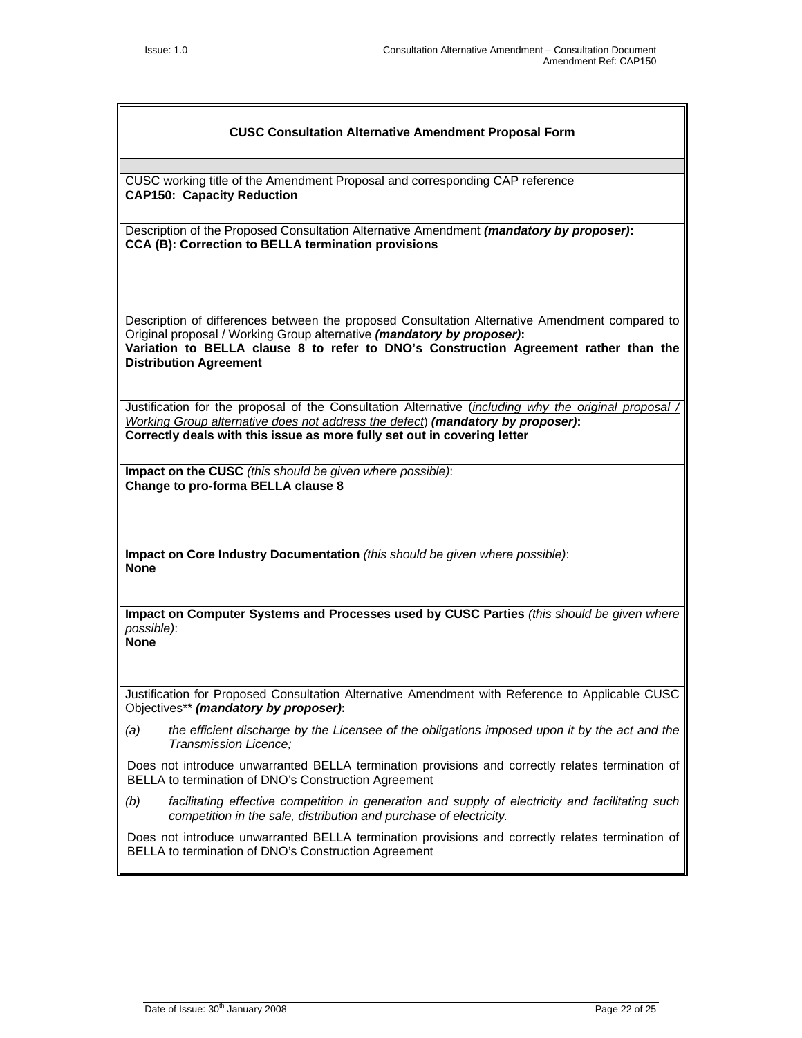**CUSC Consultation Alternative Amendment Proposal Form**

CUSC working title of the Amendment Proposal and corresponding CAP reference
**CAP150: Capacity Reduction**

Description of the Proposed Consultation Alternative Amendment ***(mandatory by proposer)*:**
**CCA (B): Correction to BELLA termination provisions**

Description of differences between the proposed Consultation Alternative Amendment compared to Original proposal / Working Group alternative ***(mandatory by proposer)*:**
**Variation to BELLA clause 8 to refer to DNO's Construction Agreement rather than the Distribution Agreement**

Justification for the proposal of the Consultation Alternative (*including why the original proposal / Working Group alternative does not address the defect*) ***(mandatory by proposer)*:**
**Correctly deals with this issue as more fully set out in covering letter**

**Impact on the CUSC** *(this should be given where possible)*:
**Change to pro-forma BELLA clause 8**

**Impact on Core Industry Documentation** *(this should be given where possible)*:
**None**

**Impact on Computer Systems and Processes used by CUSC Parties** *(this should be given where possible)*:
**None**

Justification for Proposed Consultation Alternative Amendment with Reference to Applicable CUSC Objectives** ***(mandatory by proposer)*:**

*(a) the efficient discharge by the Licensee of the obligations imposed upon it by the act and the Transmission Licence;*

Does not introduce unwarranted BELLA termination provisions and correctly relates termination of BELLA to termination of DNO's Construction Agreement

*(b) facilitating effective competition in generation and supply of electricity and facilitating such competition in the sale, distribution and purchase of electricity.*

Does not introduce unwarranted BELLA termination provisions and correctly relates termination of BELLA to termination of DNO's Construction Agreement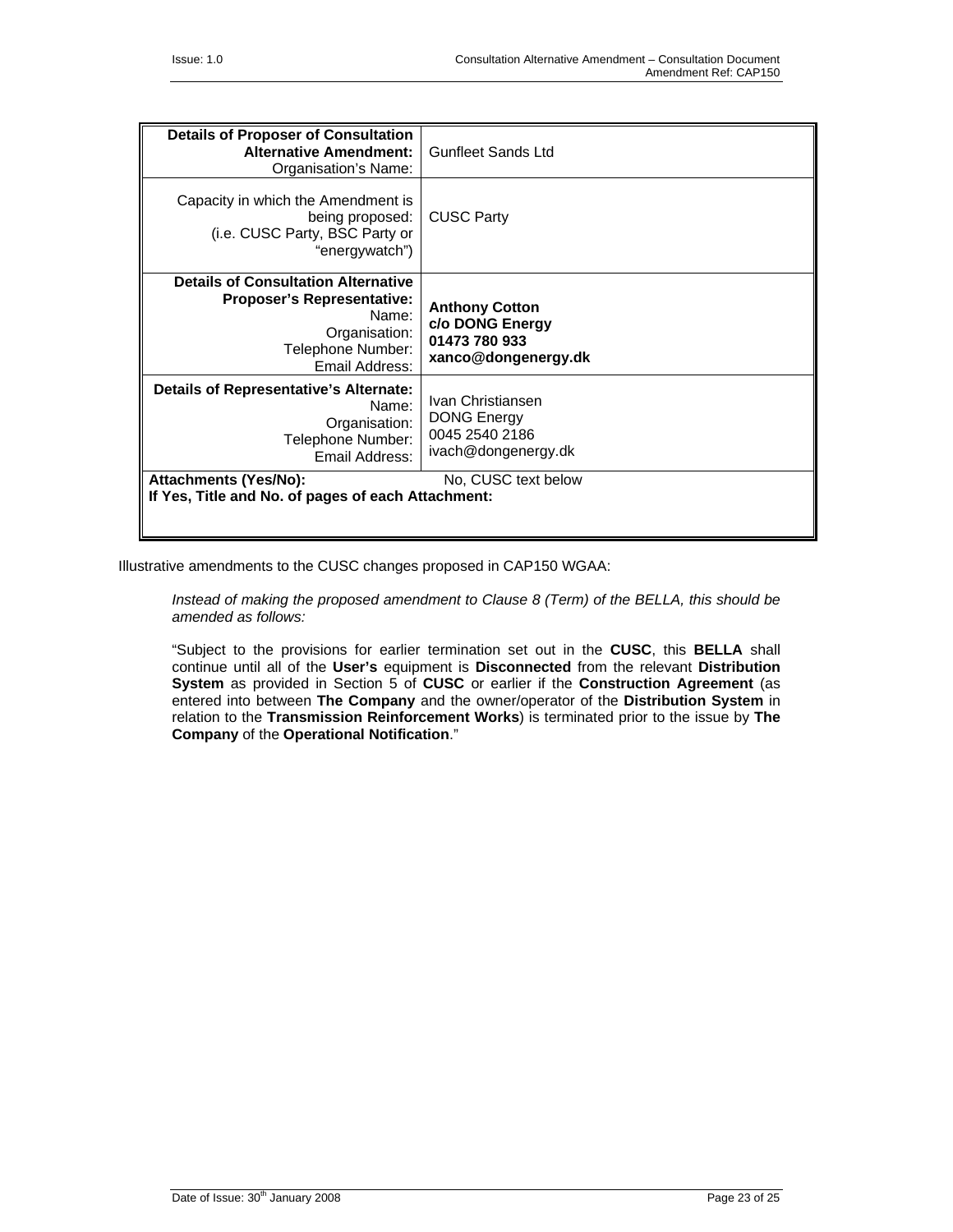| **Details of Proposer of Consultation Alternative Amendment:** Organisation's Name: | Gunfleet Sands Ltd |
|---|---|
| Capacity in which the Amendment is being proposed: (i.e. CUSC Party, BSC Party or "energywatch") | CUSC Party |
| **Details of Consultation Alternative Proposer's Representative:** Name: Organisation: Telephone Number: Email Address: | **Anthony Cotton** **c/o DONG Energy** **01473 780 933** **xanco@dongenergy.dk** |
| **Details of Representative's Alternate:** Name: Organisation: Telephone Number: Email Address: | Ivan Christiansen DONG Energy 0045 2540 2186 ivach@dongenergy.dk |
| **Attachments (Yes/No):** **If Yes, Title and No. of pages of each Attachment:** | No, CUSC text below |

Illustrative amendments to the CUSC changes proposed in CAP150 WGAA:

*Instead of making the proposed amendment to Clause 8 (Term) of the BELLA, this should be amended as follows:*

"Subject to the provisions for earlier termination set out in the **CUSC**, this **BELLA** shall continue until all of the **User's** equipment is **Disconnected** from the relevant **Distribution System** as provided in Section 5 of **CUSC** or earlier if the **Construction Agreement** (as entered into between **The Company** and the owner/operator of the **Distribution System** in relation to the **Transmission Reinforcement Works**) is terminated prior to the issue by **The Company** of the **Operational Notification**."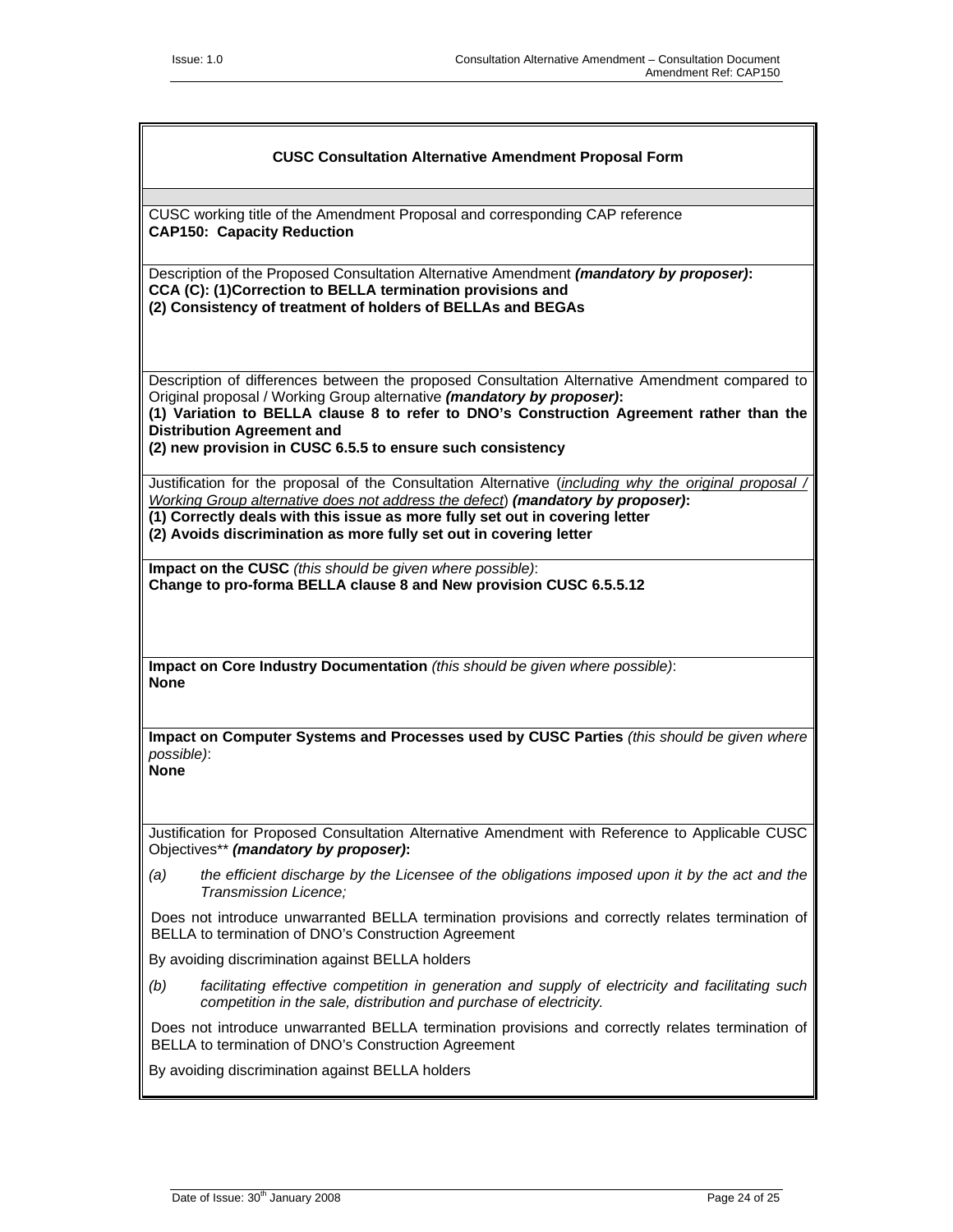**CUSC Consultation Alternative Amendment Proposal Form**

CUSC working title of the Amendment Proposal and corresponding CAP reference
**CAP150: Capacity Reduction**

Description of the Proposed Consultation Alternative Amendment ***(mandatory by proposer)*:**
**CCA (C): (1)Correction to BELLA termination provisions and**
**(2) Consistency of treatment of holders of BELLAs and BEGAs**

Description of differences between the proposed Consultation Alternative Amendment compared to Original proposal / Working Group alternative ***(mandatory by proposer)*:**
**(1) Variation to BELLA clause 8 to refer to DNO's Construction Agreement rather than the Distribution Agreement and**
**(2) new provision in CUSC 6.5.5 to ensure such consistency**

Justification for the proposal of the Consultation Alternative (including why the original proposal / Working Group alternative does not address the defect) ***(mandatory by proposer)*:**
**(1) Correctly deals with this issue as more fully set out in covering letter**
**(2) Avoids discrimination as more fully set out in covering letter**

**Impact on the CUSC** *(this should be given where possible)*:
**Change to pro-forma BELLA clause 8 and New provision CUSC 6.5.5.12**

**Impact on Core Industry Documentation** *(this should be given where possible)*:
**None**

**Impact on Computer Systems and Processes used by CUSC Parties** *(this should be given where possible)*:
**None**

Justification for Proposed Consultation Alternative Amendment with Reference to Applicable CUSC Objectives** ***(mandatory by proposer)*:**

*(a) the efficient discharge by the Licensee of the obligations imposed upon it by the act and the Transmission Licence;*

Does not introduce unwarranted BELLA termination provisions and correctly relates termination of BELLA to termination of DNO's Construction Agreement

By avoiding discrimination against BELLA holders

*(b) facilitating effective competition in generation and supply of electricity and facilitating such competition in the sale, distribution and purchase of electricity.*

Does not introduce unwarranted BELLA termination provisions and correctly relates termination of BELLA to termination of DNO's Construction Agreement

By avoiding discrimination against BELLA holders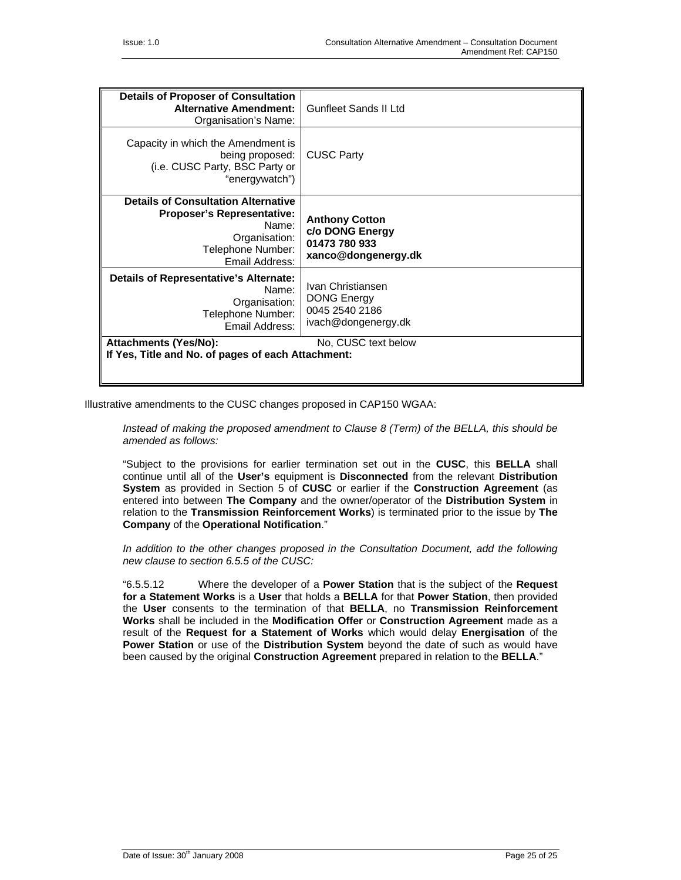| | |
|---|---|
| **Details of Proposer of Consultation Alternative Amendment:** Organisation's Name: | Gunfleet Sands II Ltd |
| Capacity in which the Amendment is being proposed: (i.e. CUSC Party, BSC Party or "energywatch") | CUSC Party |
| **Details of Consultation Alternative Proposer's Representative:** Name: Organisation: Telephone Number: Email Address: | **Anthony Cotton** **c/o DONG Energy** **01473 780 933** **xanco@dongenergy.dk** |
| **Details of Representative's Alternate:** Name: Organisation: Telephone Number: Email Address: | Ivan Christiansen DONG Energy 0045 2540 2186 ivach@dongenergy.dk |
| **Attachments (Yes/No):** **If Yes, Title and No. of pages of each Attachment:** | No, CUSC text below |

Illustrative amendments to the CUSC changes proposed in CAP150 WGAA:

*Instead of making the proposed amendment to Clause 8 (Term) of the BELLA, this should be amended as follows:*

"Subject to the provisions for earlier termination set out in the **CUSC**, this **BELLA** shall continue until all of the **User's** equipment is **Disconnected** from the relevant **Distribution System** as provided in Section 5 of **CUSC** or earlier if the **Construction Agreement** (as entered into between **The Company** and the owner/operator of the **Distribution System** in relation to the **Transmission Reinforcement Works**) is terminated prior to the issue by **The Company** of the **Operational Notification**."

*In addition to the other changes proposed in the Consultation Document, add the following new clause to section 6.5.5 of the CUSC:*

"6.5.5.12 Where the developer of a **Power Station** that is the subject of the **Request for a Statement Works** is a **User** that holds a **BELLA** for that **Power Station**, then provided the **User** consents to the termination of that **BELLA**, no **Transmission Reinforcement Works** shall be included in the **Modification Offer** or **Construction Agreement** made as a result of the **Request for a Statement of Works** which would delay **Energisation** of the **Power Station** or use of the **Distribution System** beyond the date of such as would have been caused by the original **Construction Agreement** prepared in relation to the **BELLA**."